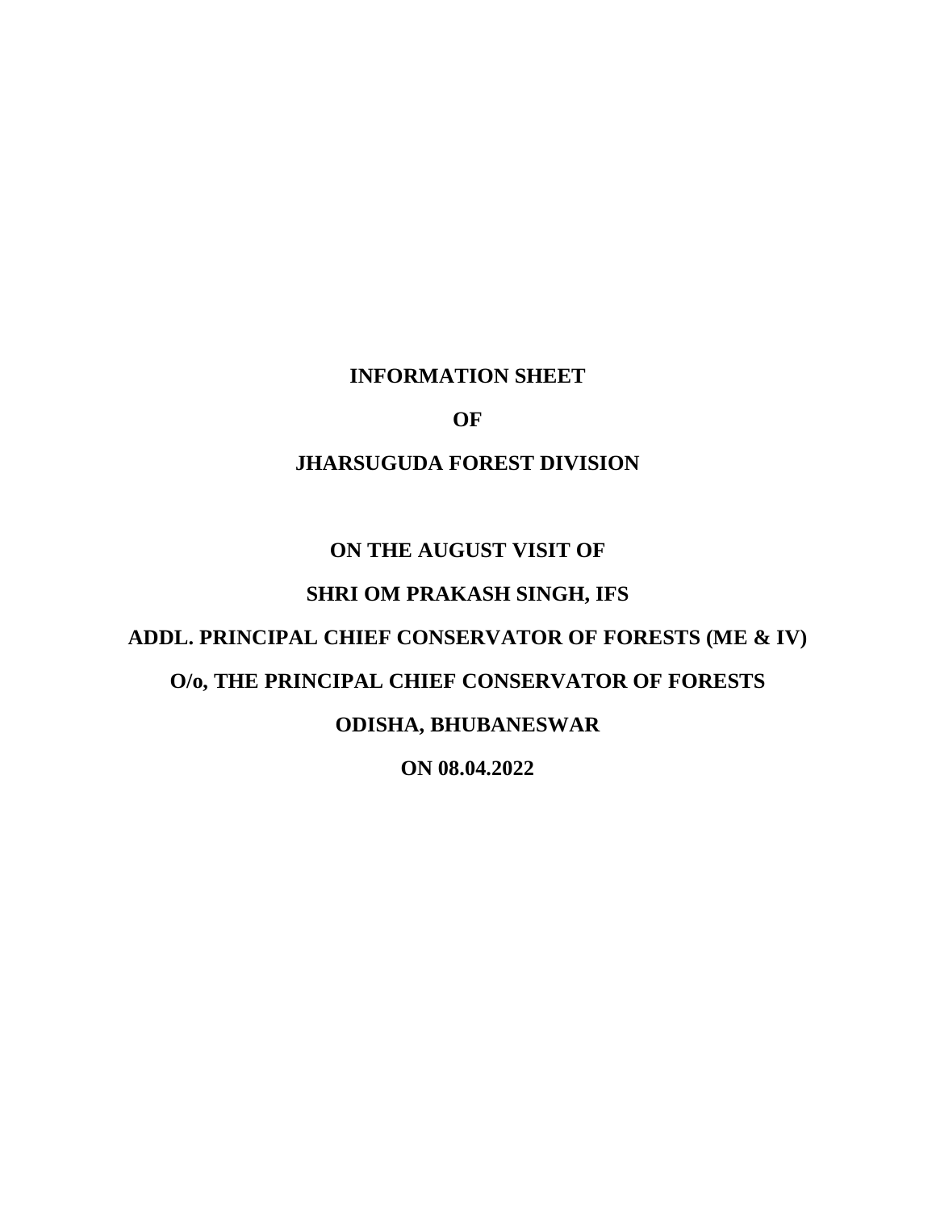**INFORMATION SHEET**

**OF**

**JHARSUGUDA FOREST DIVISION**

**ON THE AUGUST VISIT OF**

**SHRI OM PRAKASH SINGH, IFS**

**ADDL. PRINCIPAL CHIEF CONSERVATOR OF FORESTS (ME & IV)**

**O/o, THE PRINCIPAL CHIEF CONSERVATOR OF FORESTS**

**ODISHA, BHUBANESWAR**

**ON 08.04.2022**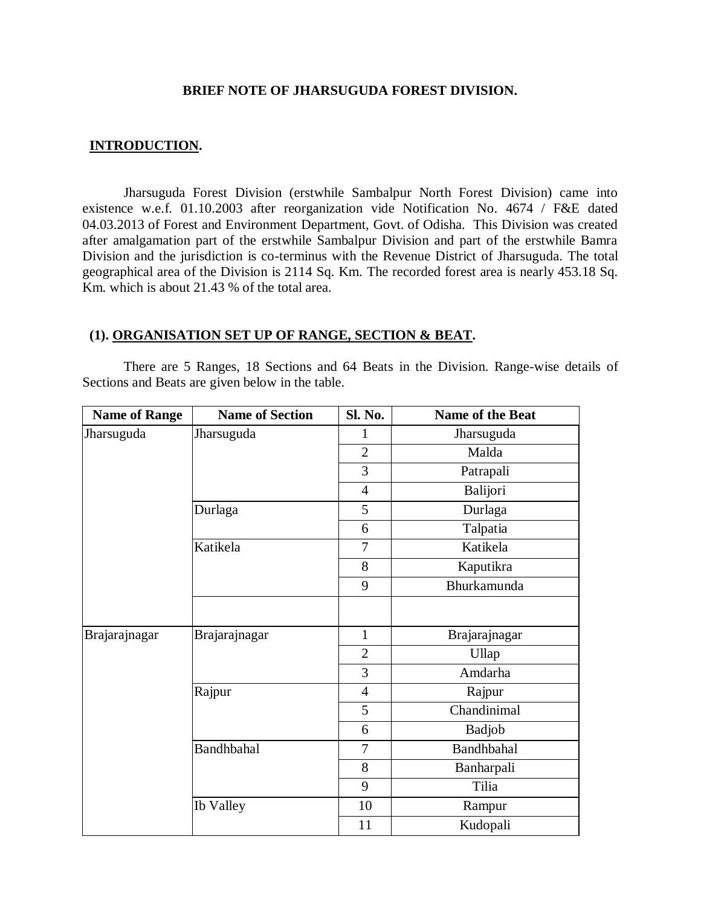**BRIEF NOTE OF JHARSUGUDA FOREST DIVISION.**

## INTRODUCTION.

Jharsuguda Forest Division (erstwhile Sambalpur North Forest Division) came into existence w.e.f. 01.10.2003 after reorganization vide Notification No. 4674 / F&E dated 04.03.2013 of Forest and Environment Department, Govt. of Odisha. This Division was created after amalgamation part of the erstwhile Sambalpur Division and part of the erstwhile Bamra Division and the jurisdiction is co-terminus with the Revenue District of Jharsuguda. The total geographical area of the Division is 2114 Sq. Km. The recorded forest area is nearly 453.18 Sq. Km. which is about 21.43 % of the total area.

## (1). ORGANISATION SET UP OF RANGE, SECTION & BEAT.

There are 5 Ranges, 18 Sections and 64 Beats in the Division. Range-wise details of Sections and Beats are given below in the table.

| Name of Range | Name of Section | Sl. No. | Name of the Beat |
|---|---|---|---|
| Jharsuguda | Jharsuguda | 1 | Jharsuguda |
| | | 2 | Malda |
| | | 3 | Patrapali |
| | | 4 | Balijori |
| | Durlaga | 5 | Durlaga |
| | | 6 | Talpatia |
| | Katikela | 7 | Katikela |
| | | 8 | Kaputikra |
| | | 9 | Bhurkamunda |
| | | | |
| Brajarajnagar | Brajarajnagar | 1 | Brajarajnagar |
| | | 2 | Ullap |
| | | 3 | Amdarha |
| | Rajpur | 4 | Rajpur |
| | | 5 | Chandinimal |
| | | 6 | Badjob |
| | Bandhbahal | 7 | Bandhbahal |
| | | 8 | Banharpali |
| | | 9 | Tilia |
| | Ib Valley | 10 | Rampur |
| | | 11 | Kudopali |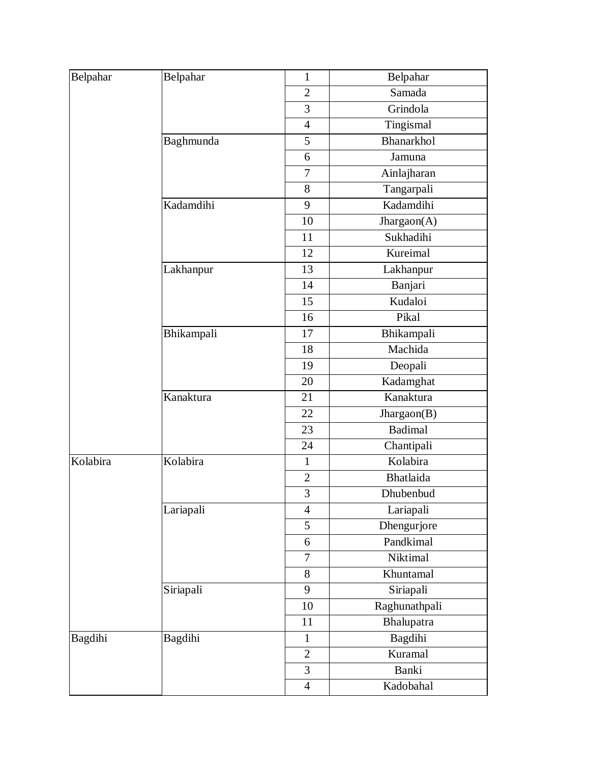| | | | |
|---|---|---|---|
| Belpahar | Belpahar | 1 | Belpahar |
| | | 2 | Samada |
| | | 3 | Grindola |
| | | 4 | Tingismal |
| | Baghmunda | 5 | Bhanarkhol |
| | | 6 | Jamuna |
| | | 7 | Ainlajharan |
| | | 8 | Tangarpali |
| | Kadamdihi | 9 | Kadamdihi |
| | | 10 | Jhargaon(A) |
| | | 11 | Sukhadihi |
| | | 12 | Kureimal |
| | Lakhanpur | 13 | Lakhanpur |
| | | 14 | Banjari |
| | | 15 | Kudaloi |
| | | 16 | Pikal |
| | Bhikampali | 17 | Bhikampali |
| | | 18 | Machida |
| | | 19 | Deopali |
| | | 20 | Kadamghat |
| | Kanaktura | 21 | Kanaktura |
| | | 22 | Jhargaon(B) |
| | | 23 | Badimal |
| | | 24 | Chantipali |
| Kolabira | Kolabira | 1 | Kolabira |
| | | 2 | Bhatlaida |
| | | 3 | Dhubenbud |
| | Lariapali | 4 | Lariapali |
| | | 5 | Dhengurjore |
| | | 6 | Pandkimal |
| | | 7 | Niktimal |
| | | 8 | Khuntamal |
| | Siriapali | 9 | Siriapali |
| | | 10 | Raghunathpali |
| | | 11 | Bhalupatra |
| Bagdihi | Bagdihi | 1 | Bagdihi |
| | | 2 | Kuramal |
| | | 3 | Banki |
| | | 4 | Kadobahal |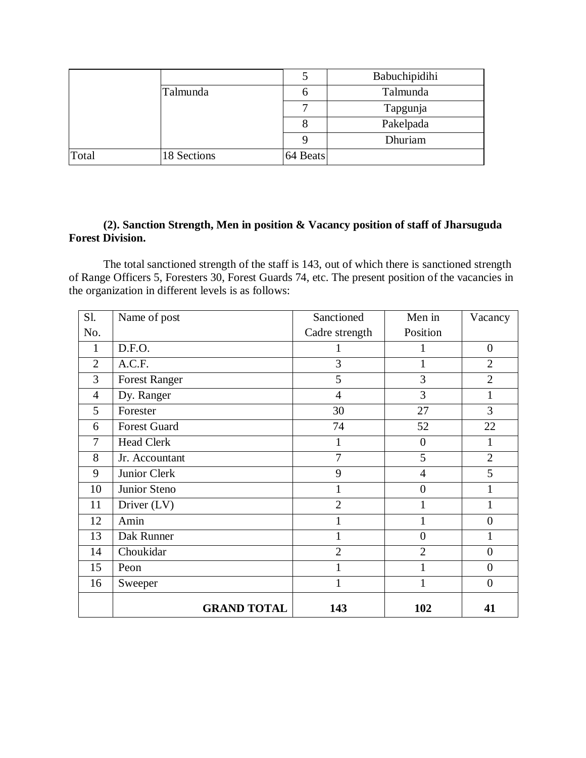| | | 5 | Babuchipidihi |
|---|---|---|---|
| | Talmunda | 6 | Talmunda |
| | | 7 | Tapgunja |
| | | 8 | Pakelpada |
| | | 9 | Dhuriam |
| Total | 18 Sections | 64 Beats | |

**(2). Sanction Strength, Men in position & Vacancy position of staff of Jharsuguda Forest Division.**

The total sanctioned strength of the staff is 143, out of which there is sanctioned strength of Range Officers 5, Foresters 30, Forest Guards 74, etc. The present position of the vacancies in the organization in different levels is as follows:

| Sl. No. | Name of post | Sanctioned Cadre strength | Men in Position | Vacancy |
|---|---|---|---|---|
| 1 | D.F.O. | 1 | 1 | 0 |
| 2 | A.C.F. | 3 | 1 | 2 |
| 3 | Forest Ranger | 5 | 3 | 2 |
| 4 | Dy. Ranger | 4 | 3 | 1 |
| 5 | Forester | 30 | 27 | 3 |
| 6 | Forest Guard | 74 | 52 | 22 |
| 7 | Head Clerk | 1 | 0 | 1 |
| 8 | Jr. Accountant | 7 | 5 | 2 |
| 9 | Junior Clerk | 9 | 4 | 5 |
| 10 | Junior Steno | 1 | 0 | 1 |
| 11 | Driver (LV) | 2 | 1 | 1 |
| 12 | Amin | 1 | 1 | 0 |
| 13 | Dak Runner | 1 | 0 | 1 |
| 14 | Choukidar | 2 | 2 | 0 |
| 15 | Peon | 1 | 1 | 0 |
| 16 | Sweeper | 1 | 1 | 0 |
| | **GRAND TOTAL** | **143** | **102** | **41** |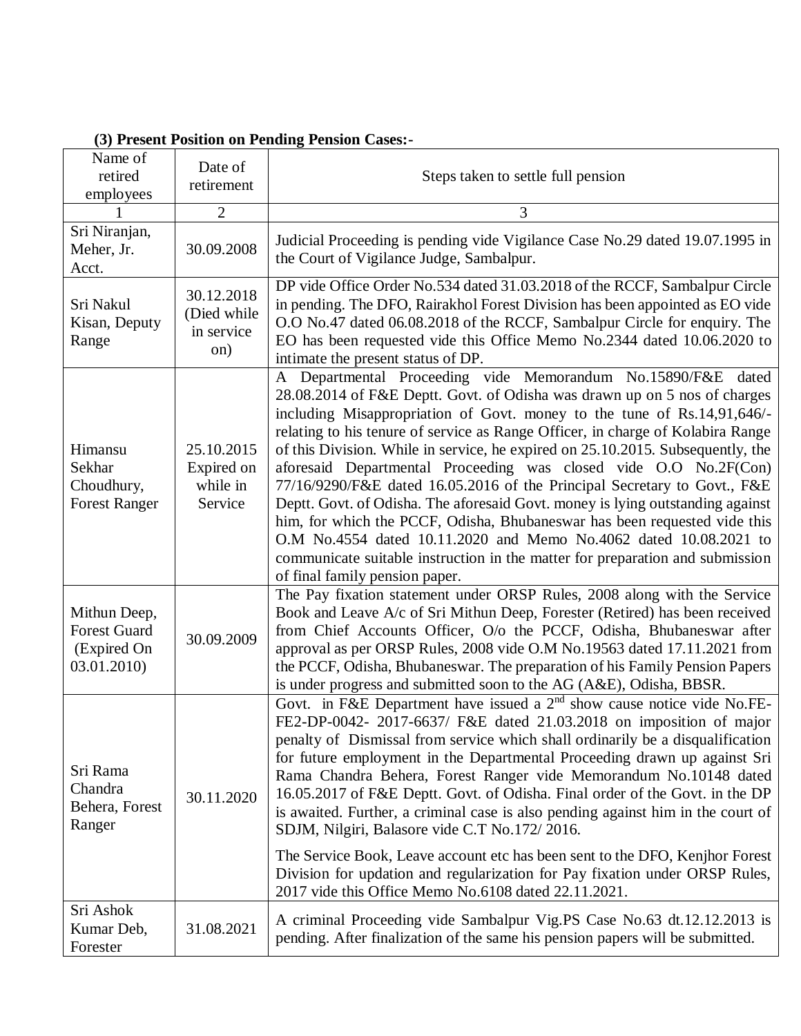**(3) Present Position on Pending Pension Cases:-**

| Name of retired employees | Date of retirement | Steps taken to settle full pension |
|---|---|---|
| 1 | 2 | 3 |
| Sri Niranjan, Meher, Jr. Acct. | 30.09.2008 | Judicial Proceeding is pending vide Vigilance Case No.29 dated 19.07.1995 in the Court of Vigilance Judge, Sambalpur. |
| Sri Nakul Kisan, Deputy Range | 30.12.2018 (Died while in service on) | DP vide Office Order No.534 dated 31.03.2018 of the RCCF, Sambalpur Circle in pending. The DFO, Rairakhol Forest Division has been appointed as EO vide O.O No.47 dated 06.08.2018 of the RCCF, Sambalpur Circle for enquiry. The EO has been requested vide this Office Memo No.2344 dated 10.06.2020 to intimate the present status of DP. |
| Himansu Sekhar Choudhury, Forest Ranger | 25.10.2015 Expired on while in Service | A Departmental Proceeding vide Memorandum No.15890/F&E dated 28.08.2014 of F&E Deptt. Govt. of Odisha was drawn up on 5 nos of charges including Misappropriation of Govt. money to the tune of Rs.14,91,646/- relating to his tenure of service as Range Officer, in charge of Kolabira Range of this Division. While in service, he expired on 25.10.2015. Subsequently, the aforesaid Departmental Proceeding was closed vide O.O No.2F(Con) 77/16/9290/F&E dated 16.05.2016 of the Principal Secretary to Govt., F&E Deptt. Govt. of Odisha. The aforesaid Govt. money is lying outstanding against him, for which the PCCF, Odisha, Bhubaneswar has been requested vide this O.M No.4554 dated 10.11.2020 and Memo No.4062 dated 10.08.2021 to communicate suitable instruction in the matter for preparation and submission of final family pension paper. |
| Mithun Deep, Forest Guard (Expired On 03.01.2010) | 30.09.2009 | The Pay fixation statement under ORSP Rules, 2008 along with the Service Book and Leave A/c of Sri Mithun Deep, Forester (Retired) has been received from Chief Accounts Officer, O/o the PCCF, Odisha, Bhubaneswar after approval as per ORSP Rules, 2008 vide O.M No.19563 dated 17.11.2021 from the PCCF, Odisha, Bhubaneswar. The preparation of his Family Pension Papers is under progress and submitted soon to the AG (A&E), Odisha, BBSR. |
| Sri Rama Chandra Behera, Forest Ranger | 30.11.2020 | Govt. in F&E Department have issued a 2nd show cause notice vide No.FE-FE2-DP-0042- 2017-6637/ F&E dated 21.03.2018 on imposition of major penalty of Dismissal from service which shall ordinarily be a disqualification for future employment in the Departmental Proceeding drawn up against Sri Rama Chandra Behera, Forest Ranger vide Memorandum No.10148 dated 16.05.2017 of F&E Deptt. Govt. of Odisha. Final order of the Govt. in the DP is awaited. Further, a criminal case is also pending against him in the court of SDJM, Nilgiri, Balasore vide C.T No.172/ 2016.<br><br>The Service Book, Leave account etc has been sent to the DFO, Kenjhor Forest Division for updation and regularization for Pay fixation under ORSP Rules, 2017 vide this Office Memo No.6108 dated 22.11.2021. |
| Sri Ashok Kumar Deb, Forester | 31.08.2021 | A criminal Proceeding vide Sambalpur Vig.PS Case No.63 dt.12.12.2013 is pending. After finalization of the same his pension papers will be submitted. |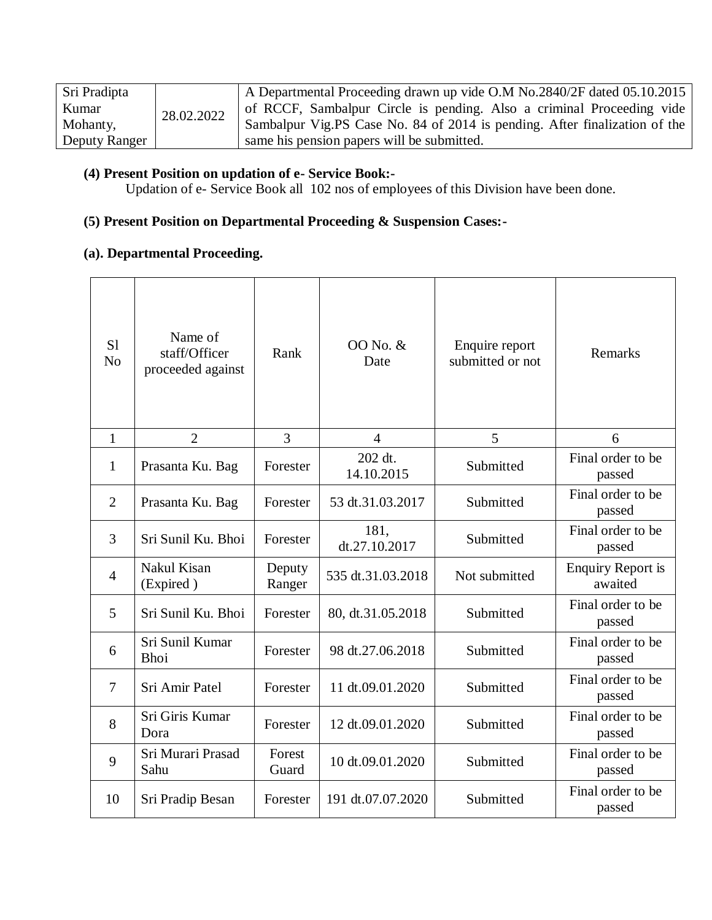| Sri Pradipta Kumar Mohanty, Deputy Ranger | 28.02.2022 | A Departmental Proceeding drawn up vide O.M No.2840/2F dated 05.10.2015 of RCCF, Sambalpur Circle is pending. Also a criminal Proceeding vide Sambalpur Vig.PS Case No. 84 of 2014 is pending. After finalization of the same his pension papers will be submitted. |
|---|---|---|

**(4) Present Position on updation of e- Service Book:-**

Updation of e- Service Book all 102 nos of employees of this Division have been done.

**(5) Present Position on Departmental Proceeding & Suspension Cases:-**

**(a). Departmental Proceeding.**

| Sl No | Name of staff/Officer proceeded against | Rank | OO No. & Date | Enquire report submitted or not | Remarks |
|---|---|---|---|---|---|
| 1 | 2 | 3 | 4 | 5 | 6 |
| 1 | Prasanta Ku. Bag | Forester | 202 dt. 14.10.2015 | Submitted | Final order to be passed |
| 2 | Prasanta Ku. Bag | Forester | 53 dt.31.03.2017 | Submitted | Final order to be passed |
| 3 | Sri Sunil Ku. Bhoi | Forester | 181, dt.27.10.2017 | Submitted | Final order to be passed |
| 4 | Nakul Kisan (Expired ) | Deputy Ranger | 535 dt.31.03.2018 | Not submitted | Enquiry Report is awaited |
| 5 | Sri Sunil Ku. Bhoi | Forester | 80, dt.31.05.2018 | Submitted | Final order to be passed |
| 6 | Sri Sunil Kumar Bhoi | Forester | 98 dt.27.06.2018 | Submitted | Final order to be passed |
| 7 | Sri Amir Patel | Forester | 11 dt.09.01.2020 | Submitted | Final order to be passed |
| 8 | Sri Giris Kumar Dora | Forester | 12 dt.09.01.2020 | Submitted | Final order to be passed |
| 9 | Sri Murari Prasad Sahu | Forest Guard | 10 dt.09.01.2020 | Submitted | Final order to be passed |
| 10 | Sri Pradip Besan | Forester | 191 dt.07.07.2020 | Submitted | Final order to be passed |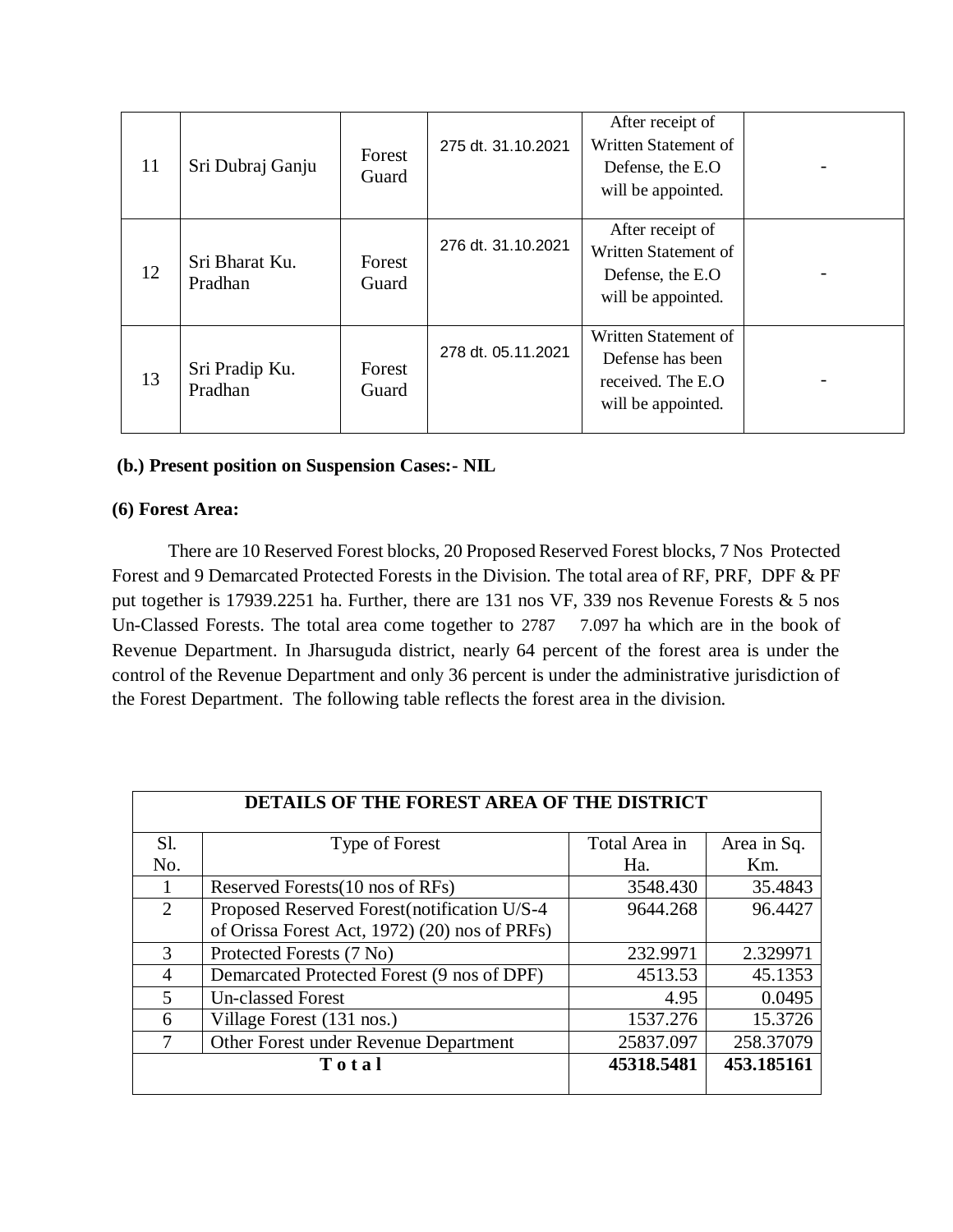| 11 | Sri Dubraj Ganju | Forest Guard | 275 dt. 31.10.2021 | After receipt of Written Statement of Defense, the E.O will be appointed. | - |
|---|---|---|---|---|---|
| 12 | Sri Bharat Ku. Pradhan | Forest Guard | 276 dt. 31.10.2021 | After receipt of Written Statement of Defense, the E.O will be appointed. | - |
| 13 | Sri Pradip Ku. Pradhan | Forest Guard | 278 dt. 05.11.2021 | Written Statement of Defense has been received. The E.O will be appointed. | - |

**(b.) Present position on Suspension Cases:- NIL**

**(6) Forest Area:**

There are 10 Reserved Forest blocks, 20 Proposed Reserved Forest blocks, 7 Nos Protected Forest and 9 Demarcated Protected Forests in the Division. The total area of RF, PRF, DPF & PF put together is 17939.2251 ha. Further, there are 131 nos VF, 339 nos Revenue Forests & 5 nos Un-Classed Forests. The total area come together to 2787 7.097 ha which are in the book of Revenue Department. In Jharsuguda district, nearly 64 percent of the forest area is under the control of the Revenue Department and only 36 percent is under the administrative jurisdiction of the Forest Department. The following table reflects the forest area in the division.

| DETAILS OF THE FOREST AREA OF THE DISTRICT | | | |
|---|---|---|---|
| Sl. No. | Type of Forest | Total Area in Ha. | Area in Sq. Km. |
| 1 | Reserved Forests(10 nos of RFs) | 3548.430 | 35.4843 |
| 2 | Proposed Reserved Forest(notification U/S-4 of Orissa Forest Act, 1972) (20) nos of PRFs) | 9644.268 | 96.4427 |
| 3 | Protected Forests (7 No) | 232.9971 | 2.329971 |
| 4 | Demarcated Protected Forest (9 nos of DPF) | 4513.53 | 45.1353 |
| 5 | Un-classed Forest | 4.95 | 0.0495 |
| 6 | Village Forest (131 nos.) | 1537.276 | 15.3726 |
| 7 | Other Forest under Revenue Department | 25837.097 | 258.37079 |
| **T o t a l** | | **45318.5481** | **453.185161** |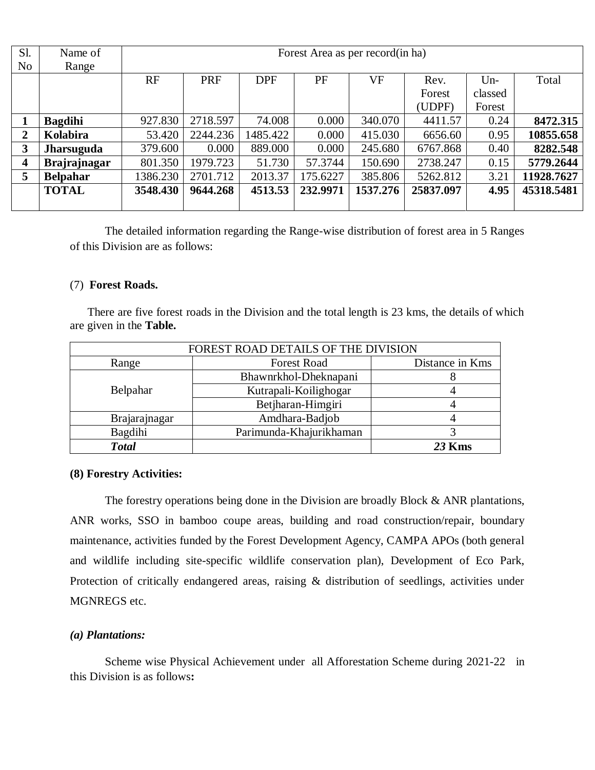| Sl. No | Name of Range | Forest Area as per record(in ha) | | | | | | | |
|---|---|---|---|---|---|---|---|---|---|
| | | RF | PRF | DPF | PF | VF | Rev. Forest (UDPF) | Un-classed Forest | Total |
| **1** | **Bagdihi** | 927.830 | 2718.597 | 74.008 | 0.000 | 340.070 | 4411.57 | 0.24 | **8472.315** |
| **2** | **Kolabira** | 53.420 | 2244.236 | 1485.422 | 0.000 | 415.030 | 6656.60 | 0.95 | **10855.658** |
| **3** | **Jharsuguda** | 379.600 | 0.000 | 889.000 | 0.000 | 245.680 | 6767.868 | 0.40 | **8282.548** |
| **4** | **Brajrajnagar** | 801.350 | 1979.723 | 51.730 | 57.3744 | 150.690 | 2738.247 | 0.15 | **5779.2644** |
| **5** | **Belpahar** | 1386.230 | 2701.712 | 2013.37 | 175.6227 | 385.806 | 5262.812 | 3.21 | **11928.7627** |
| | **TOTAL** | **3548.430** | **9644.268** | **4513.53** | **232.9971** | **1537.276** | **25837.097** | **4.95** | **45318.5481** |

The detailed information regarding the Range-wise distribution of forest area in 5 Ranges of this Division are as follows:

(7) **Forest Roads.**

There are five forest roads in the Division and the total length is 23 kms, the details of which are given in the **Table.**

| FOREST ROAD DETAILS OF THE DIVISION | | |
|---|---|---|
| Range | Forest Road | Distance in Kms |
| Belpahar | Bhawnrkhol-Dheknapani | 8 |
| | Kutrapali-Koilighogar | 4 |
| | Betjharan-Himgiri | 4 |
| Brajarajnagar | Amdhara-Badjob | 4 |
| Bagdihi | Parimunda-Khajurikhaman | 3 |
| ***Total*** | | ***23* Kms** |

**(8) Forestry Activities:**

The forestry operations being done in the Division are broadly Block & ANR plantations, ANR works, SSO in bamboo coupe areas, building and road construction/repair, boundary maintenance, activities funded by the Forest Development Agency, CAMPA APOs (both general and wildlife including site-specific wildlife conservation plan), Development of Eco Park, Protection of critically endangered areas, raising & distribution of seedlings, activities under MGNREGS etc.

***(a) Plantations:***

Scheme wise Physical Achievement under all Afforestation Scheme during 2021-22 in this Division is as follows**:**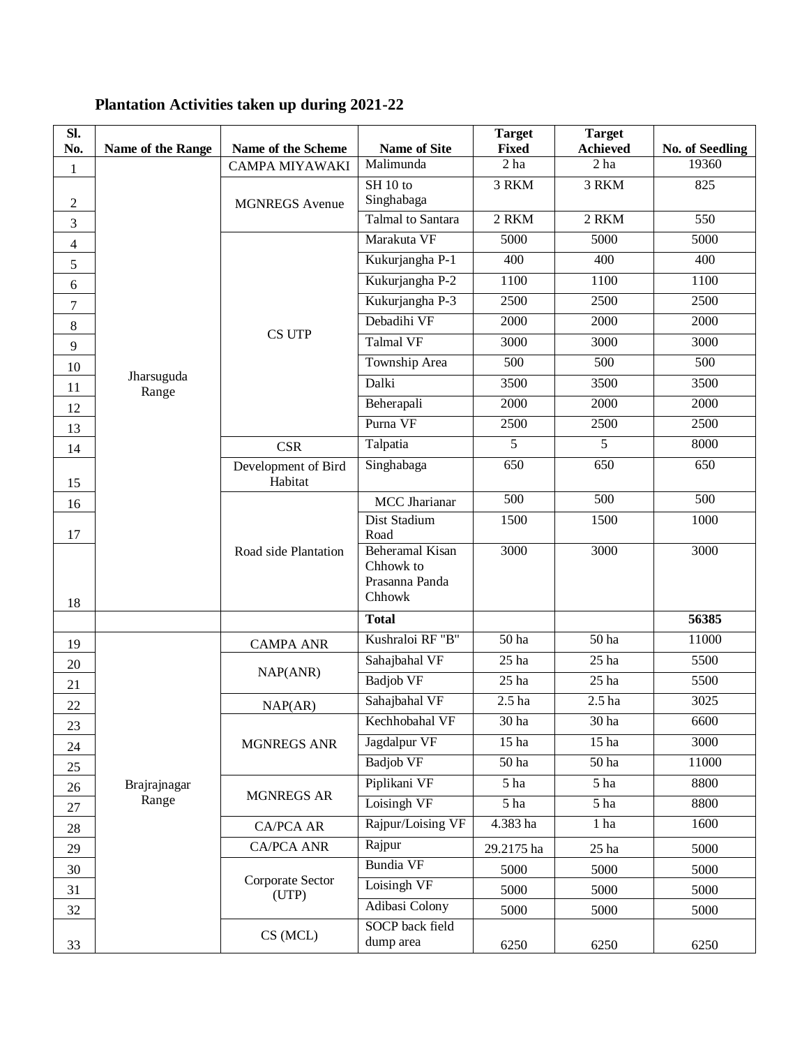## Plantation Activities taken up during 2021-22

| Sl. No. | Name of the Range | Name of the Scheme | Name of Site | Target Fixed | Target Achieved | No. of Seedling |
|---|---|---|---|---|---|---|
| 1 | Jharsuguda Range | CAMPA MIYAWAKI | Malimunda | 2 ha | 2 ha | 19360 |
| 2 | | MGNREGS Avenue | SH 10 to Singhabaga | 3 RKM | 3 RKM | 825 |
| 3 | | | Talmal to Santara | 2 RKM | 2 RKM | 550 |
| 4 | | CS UTP | Marakuta VF | 5000 | 5000 | 5000 |
| 5 | | | Kukurjangha P-1 | 400 | 400 | 400 |
| 6 | | | Kukurjangha P-2 | 1100 | 1100 | 1100 |
| 7 | | | Kukurjangha P-3 | 2500 | 2500 | 2500 |
| 8 | | | Debadihi VF | 2000 | 2000 | 2000 |
| 9 | | | Talmal VF | 3000 | 3000 | 3000 |
| 10 | | | Township Area | 500 | 500 | 500 |
| 11 | | | Dalki | 3500 | 3500 | 3500 |
| 12 | | | Beherapali | 2000 | 2000 | 2000 |
| 13 | | | Purna VF | 2500 | 2500 | 2500 |
| 14 | | CSR | Talpatia | 5 | 5 | 8000 |
| 15 | | Development of Bird Habitat | Singhabaga | 650 | 650 | 650 |
| 16 | | Road side Plantation | MCC Jharianar | 500 | 500 | 500 |
| 17 | | | Dist Stadium Road | 1500 | 1500 | 1000 |
| 18 | | | Beheramal Kisan Chhowk to Prasanna Panda Chhowk | 3000 | 3000 | 3000 |
| | | | **Total** | | | **56385** |
| 19 | Brajrajnagar Range | CAMPA ANR | Kushraloi RF "B" | 50 ha | 50 ha | 11000 |
| 20 | | NAP(ANR) | Sahajbahal VF | 25 ha | 25 ha | 5500 |
| 21 | | | Badjob VF | 25 ha | 25 ha | 5500 |
| 22 | | NAP(AR) | Sahajbahal VF | 2.5 ha | 2.5 ha | 3025 |
| 23 | | MGNREGS ANR | Kechhobahal VF | 30 ha | 30 ha | 6600 |
| 24 | | | Jagdalpur VF | 15 ha | 15 ha | 3000 |
| 25 | | | Badjob VF | 50 ha | 50 ha | 11000 |
| 26 | | MGNREGS AR | Piplikani VF | 5 ha | 5 ha | 8800 |
| 27 | | | Loisingh VF | 5 ha | 5 ha | 8800 |
| 28 | | CA/PCA AR | Rajpur/Loising VF | 4.383 ha | 1 ha | 1600 |
| 29 | | CA/PCA ANR | Rajpur | 29.2175 ha | 25 ha | 5000 |
| 30 | | Corporate Sector (UTP) | Bundia VF | 5000 | 5000 | 5000 |
| 31 | | | Loisingh VF | 5000 | 5000 | 5000 |
| 32 | | | Adibasi Colony | 5000 | 5000 | 5000 |
| 33 | | CS (MCL) | SOCP back field dump area | 6250 | 6250 | 6250 |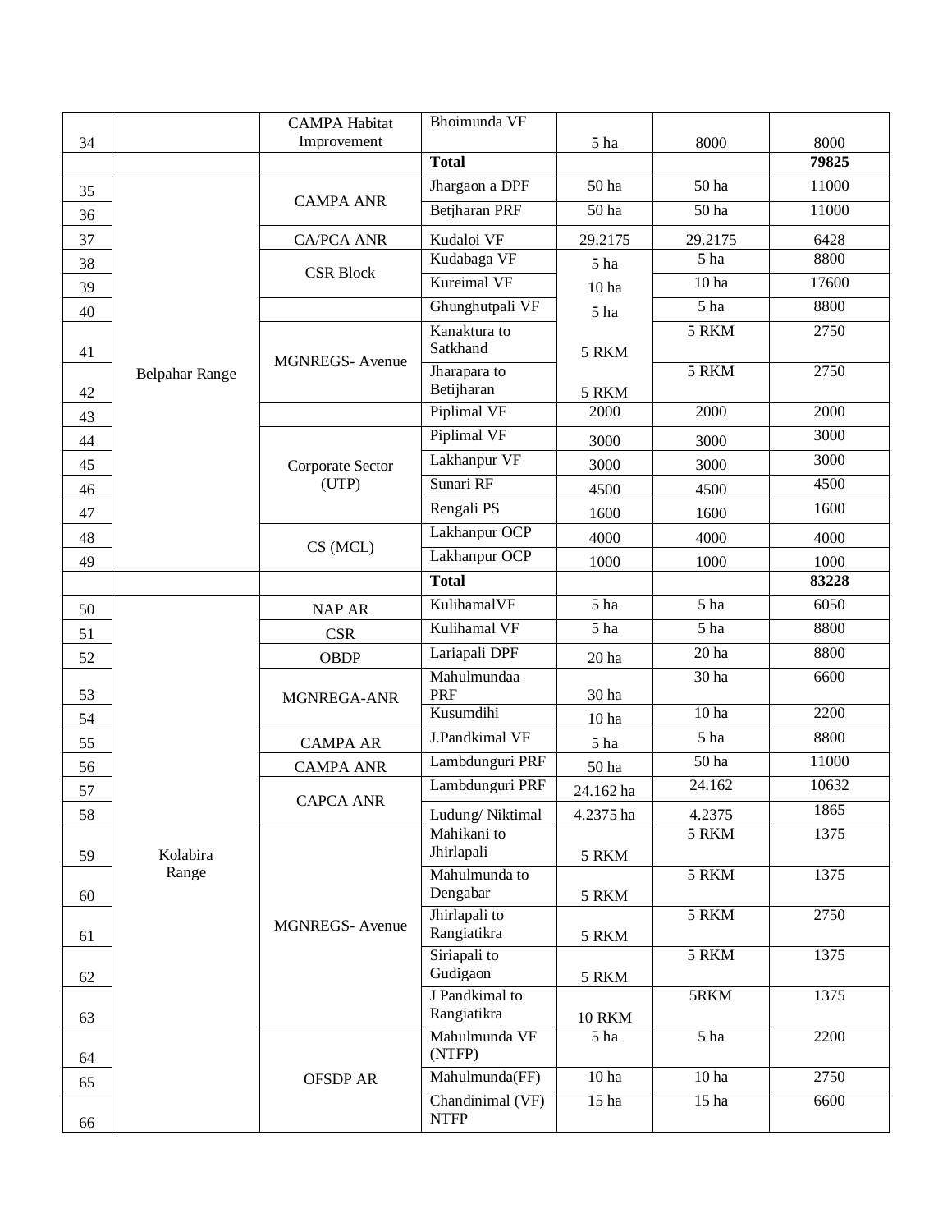| 34 | | CAMPA Habitat Improvement | Bhoimunda VF | 5 ha | 8000 | 8000 |
|---|---|---|---|---|---|---|
| | | | **Total** | | | **79825** |
| 35 | Belpahar Range | CAMPA ANR | Jhargaon a DPF | 50 ha | 50 ha | 11000 |
| 36 | | | Betjharan PRF | 50 ha | 50 ha | 11000 |
| 37 | | CA/PCA ANR | Kudaloi VF | 29.2175 | 29.2175 | 6428 |
| 38 | | CSR Block | Kudabaga VF | 5 ha | 5 ha | 8800 |
| 39 | | | Kureimal VF | 10 ha | 10 ha | 17600 |
| 40 | | | Ghunghutpali VF | 5 ha | 5 ha | 8800 |
| 41 | | MGNREGS- Avenue | Kanaktura to Satkhand | 5 RKM | 5 RKM | 2750 |
| 42 | | | Jharapara to Betijharan | 5 RKM | 5 RKM | 2750 |
| 43 | | | Piplimal VF | 2000 | 2000 | 2000 |
| 44 | | Corporate Sector (UTP) | Piplimal VF | 3000 | 3000 | 3000 |
| 45 | | | Lakhanpur VF | 3000 | 3000 | 3000 |
| 46 | | | Sunari RF | 4500 | 4500 | 4500 |
| 47 | | | Rengali PS | 1600 | 1600 | 1600 |
| 48 | | CS (MCL) | Lakhanpur OCP | 4000 | 4000 | 4000 |
| 49 | | | Lakhanpur OCP | 1000 | 1000 | 1000 |
| | | | **Total** | | | **83228** |
| 50 | Kolabira Range | NAP AR | KulihamalVF | 5 ha | 5 ha | 6050 |
| 51 | | CSR | Kulihamal VF | 5 ha | 5 ha | 8800 |
| 52 | | OBDP | Lariapali DPF | 20 ha | 20 ha | 8800 |
| 53 | | MGNREGA-ANR | Mahulmundaa PRF | 30 ha | 30 ha | 6600 |
| 54 | | | Kusumdihi | 10 ha | 10 ha | 2200 |
| 55 | | CAMPA AR | J.Pandkimal VF | 5 ha | 5 ha | 8800 |
| 56 | | CAMPA ANR | Lambdunguri PRF | 50 ha | 50 ha | 11000 |
| 57 | | CAPCA ANR | Lambdunguri PRF | 24.162 ha | 24.162 | 10632 |
| 58 | | | Ludung/ Niktimal | 4.2375 ha | 4.2375 | 1865 |
| 59 | | MGNREGS- Avenue | Mahikani to Jhirlapali | 5 RKM | 5 RKM | 1375 |
| 60 | | | Mahulmunda to Dengabar | 5 RKM | 5 RKM | 1375 |
| 61 | | | Jhirlapali to Rangiatikra | 5 RKM | 5 RKM | 2750 |
| 62 | | | Siriapali to Gudigaon | 5 RKM | 5 RKM | 1375 |
| 63 | | | J Pandkimal to Rangiatikra | 10 RKM | 5RKM | 1375 |
| 64 | | OFSDP AR | Mahulmunda VF (NTFP) | 5 ha | 5 ha | 2200 |
| 65 | | | Mahulmunda(FF) | 10 ha | 10 ha | 2750 |
| 66 | | | Chandinimal (VF) NTFP | 15 ha | 15 ha | 6600 |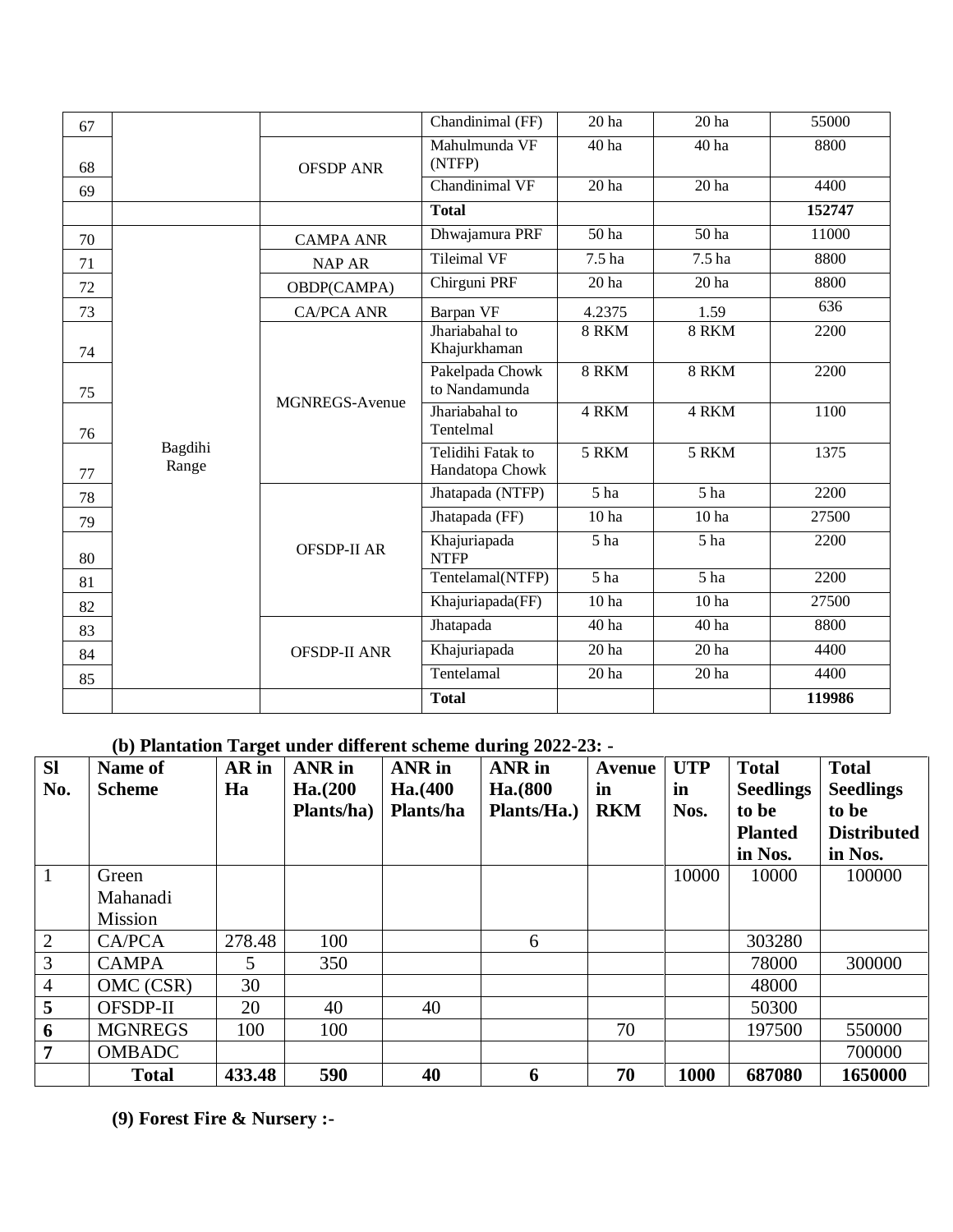| | | | | | | |
|---|---|---|---|---|---|---|
| 67 | | | Chandinimal (FF) | 20 ha | 20 ha | 55000 |
| 68 | | OFSDP ANR | Mahulmunda VF (NTFP) | 40 ha | 40 ha | 8800 |
| 69 | | | Chandinimal VF | 20 ha | 20 ha | 4400 |
| | | | **Total** | | | **152747** |
| 70 | Bagdihi Range | CAMPA ANR | Dhwajamura PRF | 50 ha | 50 ha | 11000 |
| 71 | | NAP AR | Tileimal VF | 7.5 ha | 7.5 ha | 8800 |
| 72 | | OBDP(CAMPA) | Chirguni PRF | 20 ha | 20 ha | 8800 |
| 73 | | CA/PCA ANR | Barpan VF | 4.2375 | 1.59 | 636 |
| 74 | | MGNREGS-Avenue | Jhariabahal to Khajurkhaman | 8 RKM | 8 RKM | 2200 |
| 75 | | | Pakelpada Chowk to Nandamunda | 8 RKM | 8 RKM | 2200 |
| 76 | | | Jhariabahal to Tentelmal | 4 RKM | 4 RKM | 1100 |
| 77 | | | Telidihi Fatak to Handatopa Chowk | 5 RKM | 5 RKM | 1375 |
| 78 | | OFSDP-II AR | Jhatapada (NTFP) | 5 ha | 5 ha | 2200 |
| 79 | | | Jhatapada (FF) | 10 ha | 10 ha | 27500 |
| 80 | | | Khajuriapada NTFP | 5 ha | 5 ha | 2200 |
| 81 | | | Tentelamal(NTFP) | 5 ha | 5 ha | 2200 |
| 82 | | | Khajuriapada(FF) | 10 ha | 10 ha | 27500 |
| 83 | | OFSDP-II ANR | Jhatapada | 40 ha | 40 ha | 8800 |
| 84 | | | Khajuriapada | 20 ha | 20 ha | 4400 |
| 85 | | | Tentelamal | 20 ha | 20 ha | 4400 |
| | | | **Total** | | | **119986** |

**(b) Plantation Target under different scheme during 2022-23: -**

| Sl No. | Name of Scheme | AR in Ha | ANR in Ha.(200 Plants/ha) | ANR in Ha.(400 Plants/ha | ANR in Ha.(800 Plants/Ha.) | Avenue in RKM | UTP in Nos. | Total Seedlings to be Planted in Nos. | Total Seedlings to be Distributed in Nos. |
|---|---|---|---|---|---|---|---|---|---|
| 1 | Green Mahanadi Mission | | | | | | 10000 | 10000 | 100000 |
| 2 | CA/PCA | 278.48 | 100 | | 6 | | | 303280 | |
| 3 | CAMPA | 5 | 350 | | | | | 78000 | 300000 |
| 4 | OMC (CSR) | 30 | | | | | | 48000 | |
| **5** | OFSDP-II | 20 | 40 | 40 | | | | 50300 | |
| **6** | MGNREGS | 100 | 100 | | | 70 | | 197500 | 550000 |
| **7** | OMBADC | | | | | | | | 700000 |
| | **Total** | **433.48** | **590** | **40** | **6** | **70** | **1000** | **687080** | **1650000** |

**(9) Forest Fire & Nursery :-**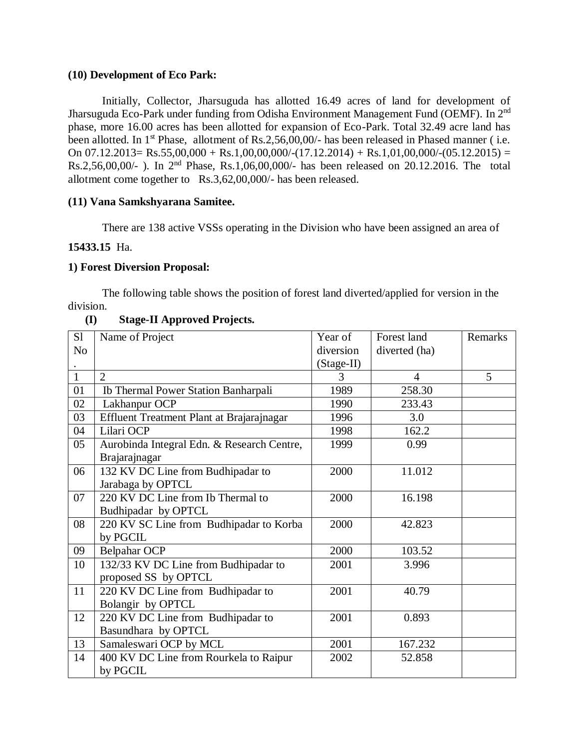**(10) Development of Eco Park:**

Initially, Collector, Jharsuguda has allotted 16.49 acres of land for development of Jharsuguda Eco-Park under funding from Odisha Environment Management Fund (OEMF). In 2nd phase, more 16.00 acres has been allotted for expansion of Eco-Park. Total 32.49 acre land has been allotted. In 1st Phase, allotment of Rs.2,56,00,00/- has been released in Phased manner ( i.e. On 07.12.2013= Rs.55,00,000 + Rs.1,00,00,000/-(17.12.2014) + Rs.1,01,00,000/-(05.12.2015) = Rs.2,56,00,00/- ). In 2nd Phase, Rs.1,06,00,000/- has been released on 20.12.2016. The total allotment come together to Rs.3,62,00,000/- has been released.

**(11) Vana Samkshyarana Samitee.**

There are 138 active VSSs operating in the Division who have been assigned an area of **15433.15** Ha.

**1) Forest Diversion Proposal:**

The following table shows the position of forest land diverted/applied for version in the division.

**(I) Stage-II Approved Projects.**

| Sl No. | Name of Project | Year of diversion (Stage-II) | Forest land diverted (ha) | Remarks |
|---|---|---|---|---|
| 1 | 2 | 3 | 4 | 5 |
| 01 | Ib Thermal Power Station Banharpali | 1989 | 258.30 | |
| 02 | Lakhanpur OCP | 1990 | 233.43 | |
| 03 | Effluent Treatment Plant at Brajarajnagar | 1996 | 3.0 | |
| 04 | Lilari OCP | 1998 | 162.2 | |
| 05 | Aurobinda Integral Edn. & Research Centre, Brajarajnagar | 1999 | 0.99 | |
| 06 | 132 KV DC Line from Budhipadar to Jarabaga by OPTCL | 2000 | 11.012 | |
| 07 | 220 KV DC Line from Ib Thermal to Budhipadar by OPTCL | 2000 | 16.198 | |
| 08 | 220 KV SC Line from Budhipadar to Korba by PGCIL | 2000 | 42.823 | |
| 09 | Belpahar OCP | 2000 | 103.52 | |
| 10 | 132/33 KV DC Line from Budhipadar to proposed SS by OPTCL | 2001 | 3.996 | |
| 11 | 220 KV DC Line from Budhipadar to Bolangir by OPTCL | 2001 | 40.79 | |
| 12 | 220 KV DC Line from Budhipadar to Basundhara by OPTCL | 2001 | 0.893 | |
| 13 | Samaleswari OCP by MCL | 2001 | 167.232 | |
| 14 | 400 KV DC Line from Rourkela to Raipur by PGCIL | 2002 | 52.858 | |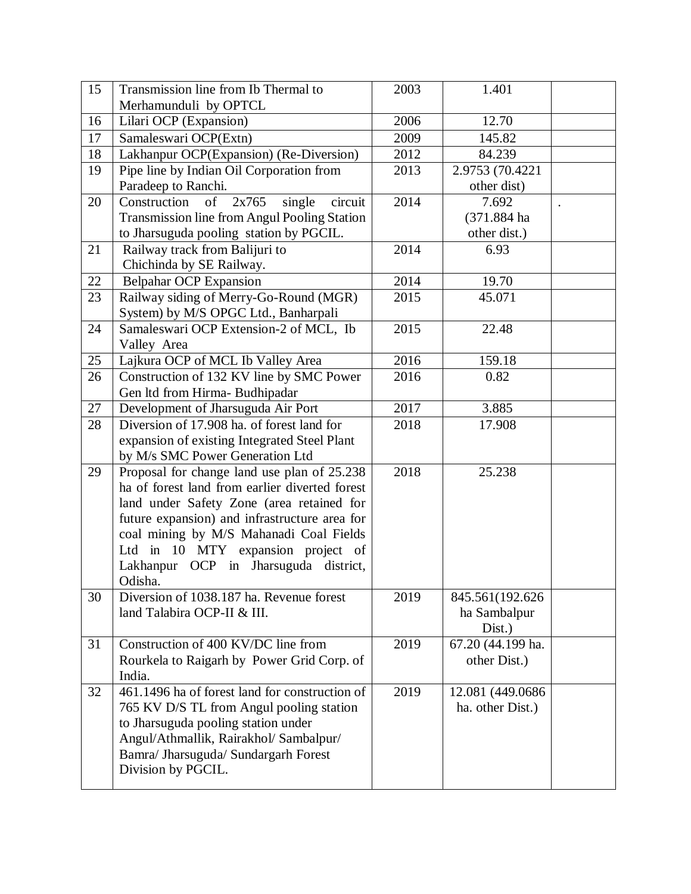| 15 | Transmission line from Ib Thermal to Merhamunduli by OPTCL | 2003 | 1.401 | |
|---|---|---|---|---|
| 16 | Lilari OCP (Expansion) | 2006 | 12.70 | |
| 17 | Samaleswari OCP(Extn) | 2009 | 145.82 | |
| 18 | Lakhanpur OCP(Expansion) (Re-Diversion) | 2012 | 84.239 | |
| 19 | Pipe line by Indian Oil Corporation from Paradeep to Ranchi. | 2013 | 2.9753 (70.4221 other dist) | |
| 20 | Construction of 2x765 single circuit Transmission line from Angul Pooling Station to Jharsuguda pooling station by PGCIL. | 2014 | 7.692 (371.884 ha other dist.) | . |
| 21 | Railway track from Balijuri to Chichinda by SE Railway. | 2014 | 6.93 | |
| 22 | Belpahar OCP Expansion | 2014 | 19.70 | |
| 23 | Railway siding of Merry-Go-Round (MGR) System) by M/S OPGC Ltd., Banharpali | 2015 | 45.071 | |
| 24 | Samaleswari OCP Extension-2 of MCL, Ib Valley Area | 2015 | 22.48 | |
| 25 | Lajkura OCP of MCL Ib Valley Area | 2016 | 159.18 | |
| 26 | Construction of 132 KV line by SMC Power Gen ltd from Hirma- Budhipadar | 2016 | 0.82 | |
| 27 | Development of Jharsuguda Air Port | 2017 | 3.885 | |
| 28 | Diversion of 17.908 ha. of forest land for expansion of existing Integrated Steel Plant by M/s SMC Power Generation Ltd | 2018 | 17.908 | |
| 29 | Proposal for change land use plan of 25.238 ha of forest land from earlier diverted forest land under Safety Zone (area retained for future expansion) and infrastructure area for coal mining by M/S Mahanadi Coal Fields Ltd in 10 MTY expansion project of Lakhanpur OCP in Jharsuguda district, Odisha. | 2018 | 25.238 | |
| 30 | Diversion of 1038.187 ha. Revenue forest land Talabira OCP-II & III. | 2019 | 845.561(192.626 ha Sambalpur Dist.) | |
| 31 | Construction of 400 KV/DC line from Rourkela to Raigarh by Power Grid Corp. of India. | 2019 | 67.20 (44.199 ha. other Dist.) | |
| 32 | 461.1496 ha of forest land for construction of 765 KV D/S TL from Angul pooling station to Jharsuguda pooling station under Angul/Athmallik, Rairakhol/ Sambalpur/ Bamra/ Jharsuguda/ Sundargarh Forest Division by PGCIL. | 2019 | 12.081 (449.0686 ha. other Dist.) | |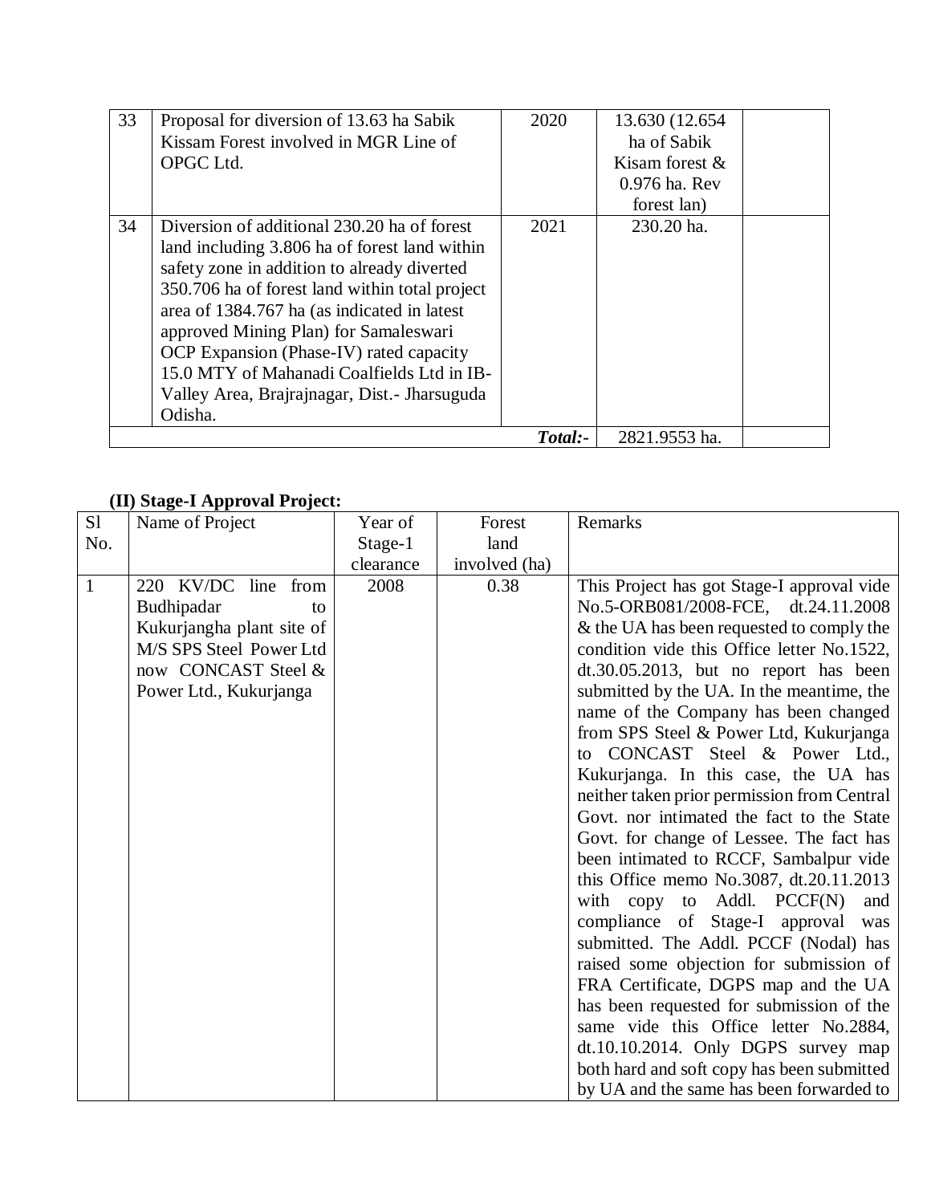| 33 | Proposal for diversion of 13.63 ha Sabik Kissam Forest involved in MGR Line of OPGC Ltd. | 2020 | 13.630 (12.654 ha of Sabik Kisam forest & 0.976 ha. Rev forest lan) | |
|---|---|---|---|---|
| 34 | Diversion of additional 230.20 ha of forest land including 3.806 ha of forest land within safety zone in addition to already diverted 350.706 ha of forest land within total project area of 1384.767 ha (as indicated in latest approved Mining Plan) for Samaleswari OCP Expansion (Phase-IV) rated capacity 15.0 MTY of Mahanadi Coalfields Ltd in IB-Valley Area, Brajrajnagar, Dist.- Jharsuguda Odisha. | 2021 | 230.20 ha. | |
| | | ***Total:-*** | 2821.9553 ha. | |

**(II) Stage-I Approval Project:**

| Sl No. | Name of Project | Year of Stage-1 clearance | Forest land involved (ha) | Remarks |
|---|---|---|---|---|
| 1 | 220 KV/DC line from Budhipadar to Kukurjangha plant site of M/S SPS Steel Power Ltd now CONCAST Steel & Power Ltd., Kukurjanga | 2008 | 0.38 | This Project has got Stage-I approval vide No.5-ORB081/2008-FCE, dt.24.11.2008 & the UA has been requested to comply the condition vide this Office letter No.1522, dt.30.05.2013, but no report has been submitted by the UA. In the meantime, the name of the Company has been changed from SPS Steel & Power Ltd, Kukurjanga to CONCAST Steel & Power Ltd., Kukurjanga. In this case, the UA has neither taken prior permission from Central Govt. nor intimated the fact to the State Govt. for change of Lessee. The fact has been intimated to RCCF, Sambalpur vide this Office memo No.3087, dt.20.11.2013 with copy to Addl. PCCF(N) and compliance of Stage-I approval was submitted. The Addl. PCCF (Nodal) has raised some objection for submission of FRA Certificate, DGPS map and the UA has been requested for submission of the same vide this Office letter No.2884, dt.10.10.2014. Only DGPS survey map both hard and soft copy has been submitted by UA and the same has been forwarded to |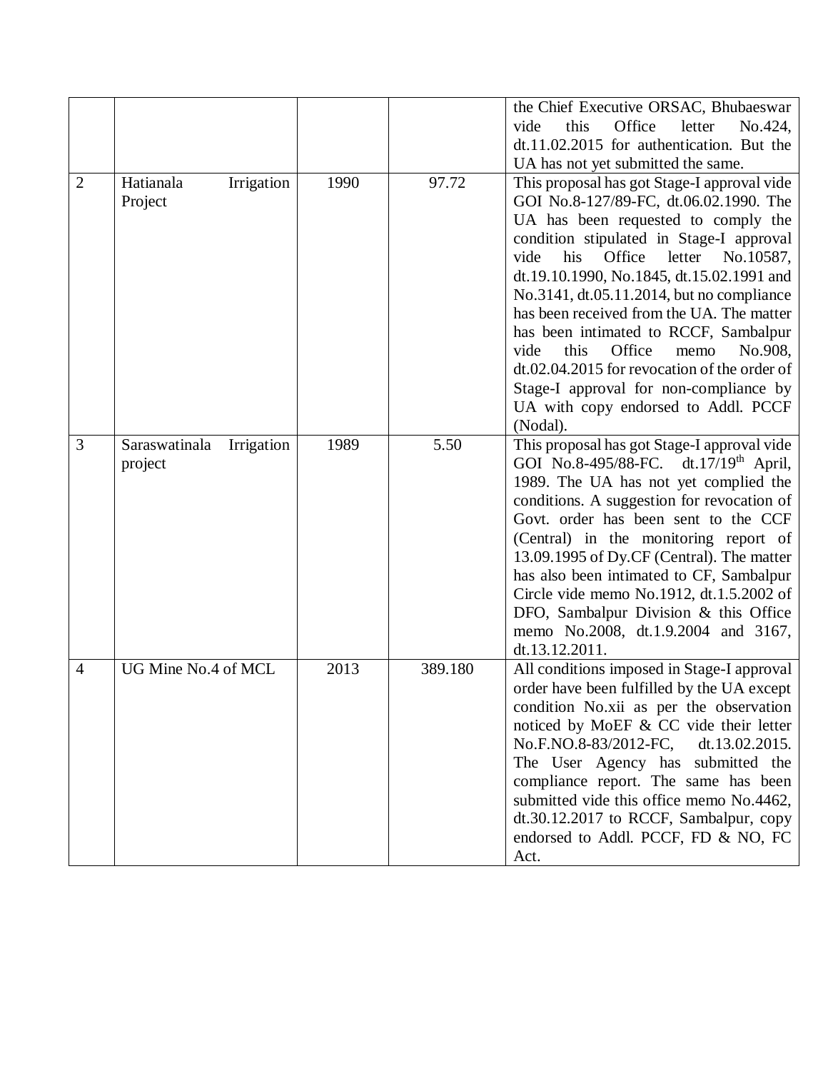| | | | | |
|---|---|---|---|---|
| | | | | the Chief Executive ORSAC, Bhubaeswar vide this Office letter No.424, dt.11.02.2015 for authentication. But the UA has not yet submitted the same. |
| 2 | Hatianala Irrigation Project | 1990 | 97.72 | This proposal has got Stage-I approval vide GOI No.8-127/89-FC, dt.06.02.1990. The UA has been requested to comply the condition stipulated in Stage-I approval vide his Office letter No.10587, dt.19.10.1990, No.1845, dt.15.02.1991 and No.3141, dt.05.11.2014, but no compliance has been received from the UA. The matter has been intimated to RCCF, Sambalpur vide this Office memo No.908, dt.02.04.2015 for revocation of the order of Stage-I approval for non-compliance by UA with copy endorsed to Addl. PCCF (Nodal). |
| 3 | Saraswatinala Irrigation project | 1989 | 5.50 | This proposal has got Stage-I approval vide GOI No.8-495/88-FC. dt.17/19th April, 1989. The UA has not yet complied the conditions. A suggestion for revocation of Govt. order has been sent to the CCF (Central) in the monitoring report of 13.09.1995 of Dy.CF (Central). The matter has also been intimated to CF, Sambalpur Circle vide memo No.1912, dt.1.5.2002 of DFO, Sambalpur Division & this Office memo No.2008, dt.1.9.2004 and 3167, dt.13.12.2011. |
| 4 | UG Mine No.4 of MCL | 2013 | 389.180 | All conditions imposed in Stage-I approval order have been fulfilled by the UA except condition No.xii as per the observation noticed by MoEF & CC vide their letter No.F.NO.8-83/2012-FC, dt.13.02.2015. The User Agency has submitted the compliance report. The same has been submitted vide this office memo No.4462, dt.30.12.2017 to RCCF, Sambalpur, copy endorsed to Addl. PCCF, FD & NO, FC Act. |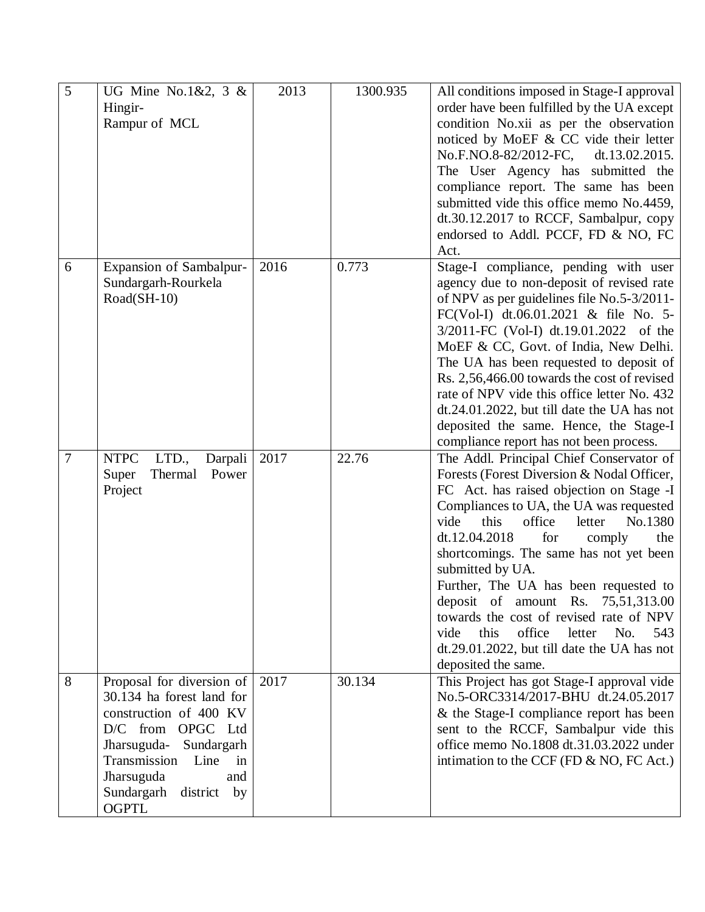| 5 | UG Mine No.1&2, 3 & Hingir-Rampur of MCL | 2013 | 1300.935 | All conditions imposed in Stage-I approval order have been fulfilled by the UA except condition No.xii as per the observation noticed by MoEF & CC vide their letter No.F.NO.8-82/2012-FC, dt.13.02.2015. The User Agency has submitted the compliance report. The same has been submitted vide this office memo No.4459, dt.30.12.2017 to RCCF, Sambalpur, copy endorsed to Addl. PCCF, FD & NO, FC Act. |
|---|---|---|---|---|
| 6 | Expansion of Sambalpur-Sundargarh-Rourkela Road(SH-10) | 2016 | 0.773 | Stage-I compliance, pending with user agency due to non-deposit of revised rate of NPV as per guidelines file No.5-3/2011-FC(Vol-I) dt.06.01.2021 & file No. 5-3/2011-FC (Vol-I) dt.19.01.2022 of the MoEF & CC, Govt. of India, New Delhi. The UA has been requested to deposit of Rs. 2,56,466.00 towards the cost of revised rate of NPV vide this office letter No. 432 dt.24.01.2022, but till date the UA has not deposited the same. Hence, the Stage-I compliance report has not been process. |
| 7 | NTPC LTD., Darpali Super Thermal Power Project | 2017 | 22.76 | The Addl. Principal Chief Conservator of Forests (Forest Diversion & Nodal Officer, FC Act. has raised objection on Stage -I Compliances to UA, the UA was requested vide this office letter No.1380 dt.12.04.2018 for comply the shortcomings. The same has not yet been submitted by UA.<br>Further, The UA has been requested to deposit of amount Rs. 75,51,313.00 towards the cost of revised rate of NPV vide this office letter No. 543 dt.29.01.2022, but till date the UA has not deposited the same. |
| 8 | Proposal for diversion of 30.134 ha forest land for construction of 400 KV D/C from OPGC Ltd Jharsuguda- Sundargarh Transmission Line in Jharsuguda and Sundargarh district by OGPTL | 2017 | 30.134 | This Project has got Stage-I approval vide No.5-ORC3314/2017-BHU dt.24.05.2017 & the Stage-I compliance report has been sent to the RCCF, Sambalpur vide this office memo No.1808 dt.31.03.2022 under intimation to the CCF (FD & NO, FC Act.) |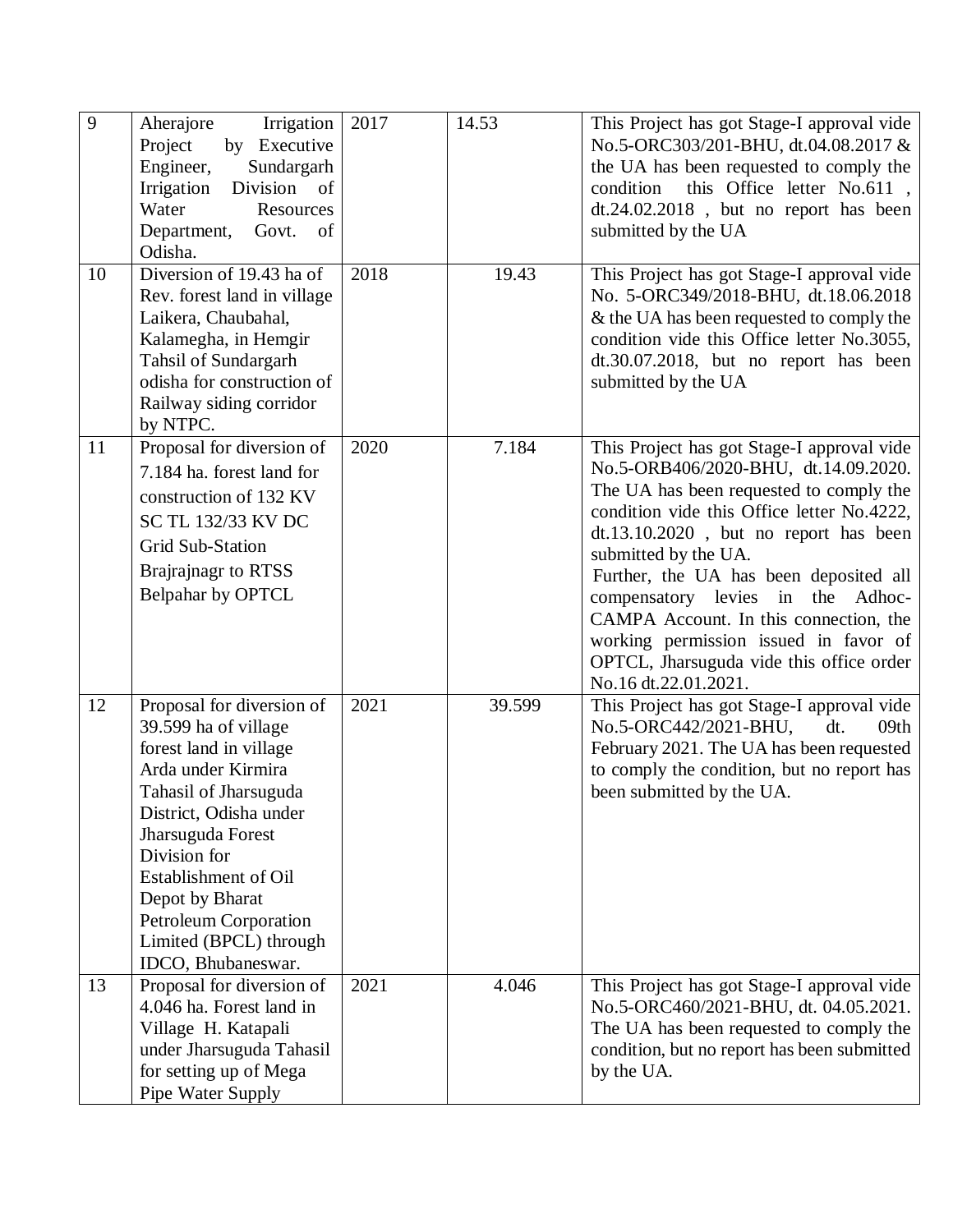| 9 | Aherajore Irrigation Project by Executive Engineer, Sundargarh Irrigation Division of Water Resources Department, Govt. of Odisha. | 2017 | 14.53 | This Project has got Stage-I approval vide No.5-ORC303/201-BHU, dt.04.08.2017 & the UA has been requested to comply the condition this Office letter No.611 , dt.24.02.2018 , but no report has been submitted by the UA |
|---|---|---|---|---|
| 10 | Diversion of 19.43 ha of Rev. forest land in village Laikera, Chaubahal, Kalamegha, in Hemgir Tahsil of Sundargarh odisha for construction of Railway siding corridor by NTPC. | 2018 | 19.43 | This Project has got Stage-I approval vide No. 5-ORC349/2018-BHU, dt.18.06.2018 & the UA has been requested to comply the condition vide this Office letter No.3055, dt.30.07.2018, but no report has been submitted by the UA |
| 11 | Proposal for diversion of 7.184 ha. forest land for construction of 132 KV SC TL 132/33 KV DC Grid Sub-Station Brajrajnagr to RTSS Belpahar by OPTCL | 2020 | 7.184 | This Project has got Stage-I approval vide No.5-ORB406/2020-BHU, dt.14.09.2020. The UA has been requested to comply the condition vide this Office letter No.4222, dt.13.10.2020 , but no report has been submitted by the UA.<br>Further, the UA has been deposited all compensatory levies in the Adhoc-CAMPA Account. In this connection, the working permission issued in favor of OPTCL, Jharsuguda vide this office order No.16 dt.22.01.2021. |
| 12 | Proposal for diversion of 39.599 ha of village forest land in village Arda under Kirmira Tahasil of Jharsuguda District, Odisha under Jharsuguda Forest Division for Establishment of Oil Depot by Bharat Petroleum Corporation Limited (BPCL) through IDCO, Bhubaneswar. | 2021 | 39.599 | This Project has got Stage-I approval vide No.5-ORC442/2021-BHU, dt. 09th February 2021. The UA has been requested to comply the condition, but no report has been submitted by the UA. |
| 13 | Proposal for diversion of 4.046 ha. Forest land in Village H. Katapali under Jharsuguda Tahasil for setting up of Mega Pipe Water Supply | 2021 | 4.046 | This Project has got Stage-I approval vide No.5-ORC460/2021-BHU, dt. 04.05.2021. The UA has been requested to comply the condition, but no report has been submitted by the UA. |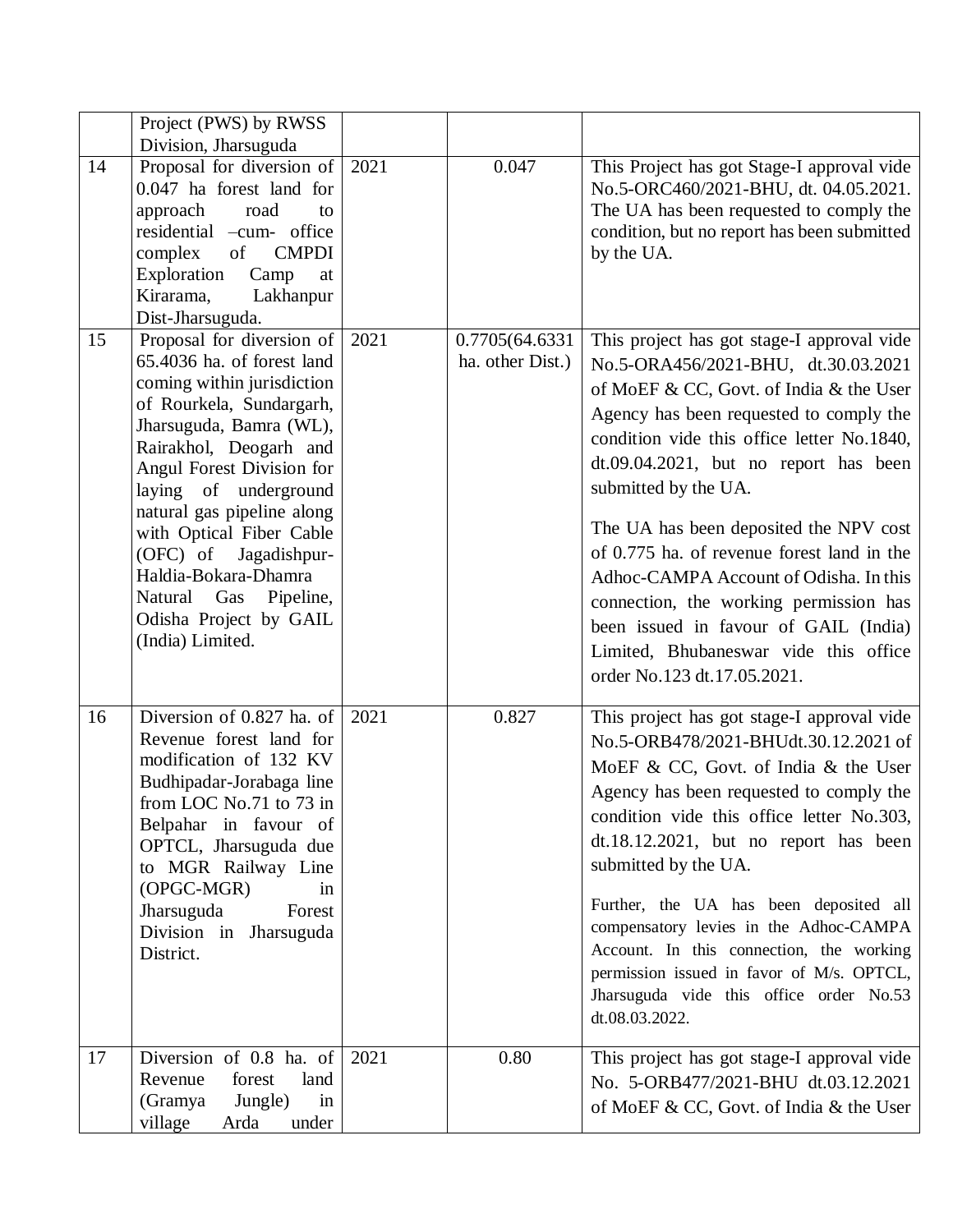|  |  |  |  |  |
|---|---|---|---|---|
|  | Project (PWS) by RWSS Division, Jharsuguda |  |  |  |
| 14 | Proposal for diversion of 0.047 ha forest land for approach road to residential –cum- office complex of CMPDI Exploration Camp at Kirarama, Lakhanpur Dist-Jharsuguda. | 2021 | 0.047 | This Project has got Stage-I approval vide No.5-ORC460/2021-BHU, dt. 04.05.2021. The UA has been requested to comply the condition, but no report has been submitted by the UA. |
| 15 | Proposal for diversion of 65.4036 ha. of forest land coming within jurisdiction of Rourkela, Sundargarh, Jharsuguda, Bamra (WL), Rairakhol, Deogarh and Angul Forest Division for laying of underground natural gas pipeline along with Optical Fiber Cable (OFC) of Jagadishpur-Haldia-Bokara-Dhamra Natural Gas Pipeline, Odisha Project by GAIL (India) Limited. | 2021 | 0.7705(64.6331 ha. other Dist.) | This project has got stage-I approval vide No.5-ORA456/2021-BHU, dt.30.03.2021 of MoEF & CC, Govt. of India & the User Agency has been requested to comply the condition vide this office letter No.1840, dt.09.04.2021, but no report has been submitted by the UA.<br><br>The UA has been deposited the NPV cost of 0.775 ha. of revenue forest land in the Adhoc-CAMPA Account of Odisha. In this connection, the working permission has been issued in favour of GAIL (India) Limited, Bhubaneswar vide this office order No.123 dt.17.05.2021. |
| 16 | Diversion of 0.827 ha. of Revenue forest land for modification of 132 KV Budhipadar-Jorabaga line from LOC No.71 to 73 in Belpahar in favour of OPTCL, Jharsuguda due to MGR Railway Line (OPGC-MGR) in Jharsuguda Forest Division in Jharsuguda District. | 2021 | 0.827 | This project has got stage-I approval vide No.5-ORB478/2021-BHUdt.30.12.2021 of MoEF & CC, Govt. of India & the User Agency has been requested to comply the condition vide this office letter No.303, dt.18.12.2021, but no report has been submitted by the UA.<br><br>Further, the UA has been deposited all compensatory levies in the Adhoc-CAMPA Account. In this connection, the working permission issued in favor of M/s. OPTCL, Jharsuguda vide this office order No.53 dt.08.03.2022. |
| 17 | Diversion of 0.8 ha. of Revenue forest land (Gramya Jungle) in village Arda under | 2021 | 0.80 | This project has got stage-I approval vide No. 5-ORB477/2021-BHU dt.03.12.2021 of MoEF & CC, Govt. of India & the User |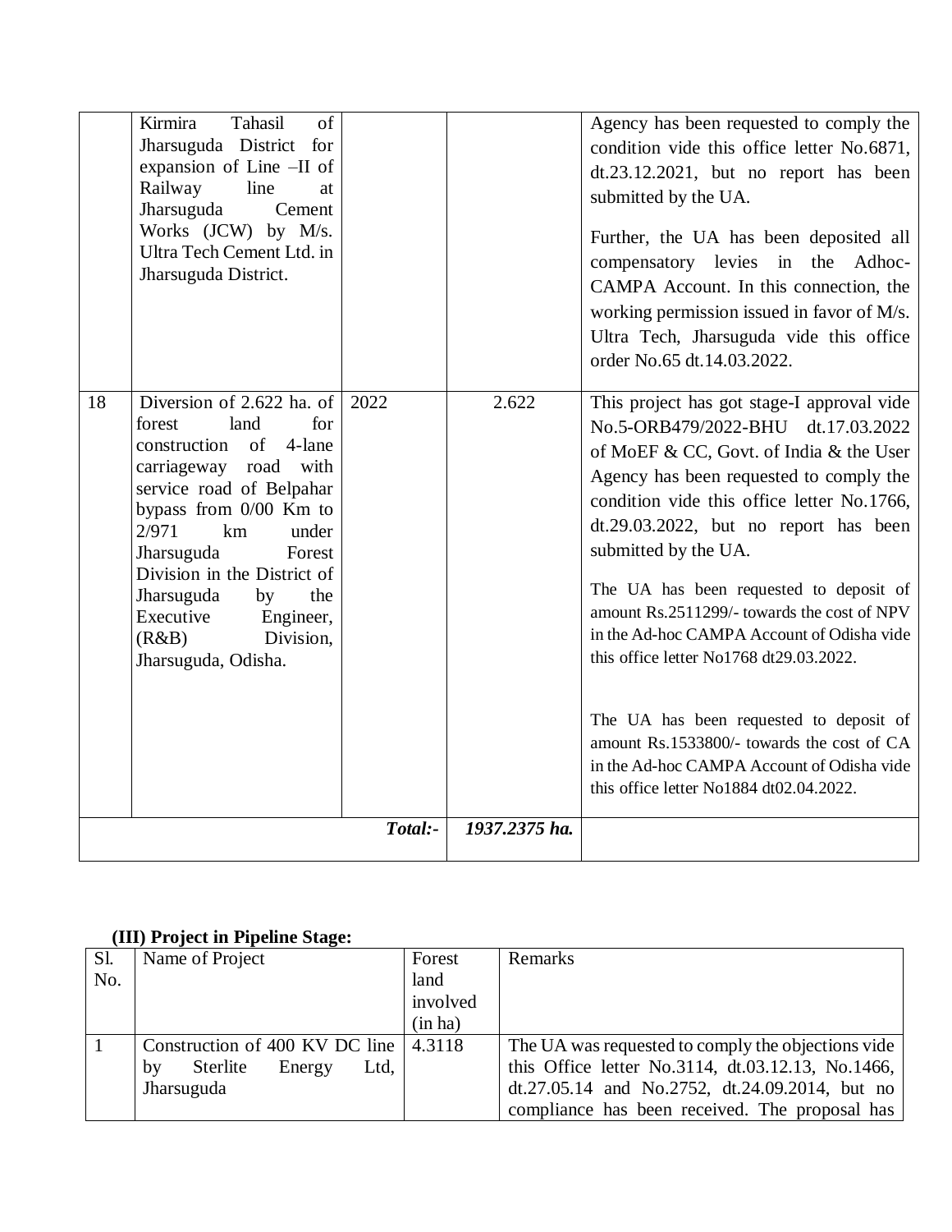| | | | | |
|---|---|---|---|---|
| | Kirmira Tahasil of Jharsuguda District for expansion of Line –II of Railway line at Jharsuguda Cement Works (JCW) by M/s. Ultra Tech Cement Ltd. in Jharsuguda District. | | | Agency has been requested to comply the condition vide this office letter No.6871, dt.23.12.2021, but no report has been submitted by the UA.<br><br>Further, the UA has been deposited all compensatory levies in the Adhoc-CAMPA Account. In this connection, the working permission issued in favor of M/s. Ultra Tech, Jharsuguda vide this office order No.65 dt.14.03.2022. |
| 18 | Diversion of 2.622 ha. of forest land for construction of 4-lane carriageway road with service road of Belpahar bypass from 0/00 Km to 2/971 km under Jharsuguda Forest Division in the District of Jharsuguda by the Executive Engineer, (R&B) Division, Jharsuguda, Odisha. | 2022 | 2.622 | This project has got stage-I approval vide No.5-ORB479/2022-BHU dt.17.03.2022 of MoEF & CC, Govt. of India & the User Agency has been requested to comply the condition vide this office letter No.1766, dt.29.03.2022, but no report has been submitted by the UA.<br><br>The UA has been requested to deposit of amount Rs.2511299/- towards the cost of NPV in the Ad-hoc CAMPA Account of Odisha vide this office letter No1768 dt29.03.2022.<br><br>The UA has been requested to deposit of amount Rs.1533800/- towards the cost of CA in the Ad-hoc CAMPA Account of Odisha vide this office letter No1884 dt02.04.2022. |
| | | ***Total:-*** | ***1937.2375 ha.*** | |

**(III) Project in Pipeline Stage:**

| Sl. No. | Name of Project | Forest land involved (in ha) | Remarks |
|---|---|---|---|
| 1 | Construction of 400 KV DC line by Sterlite Energy Ltd, Jharsuguda | 4.3118 | The UA was requested to comply the objections vide this Office letter No.3114, dt.03.12.13, No.1466, dt.27.05.14 and No.2752, dt.24.09.2014, but no compliance has been received. The proposal has |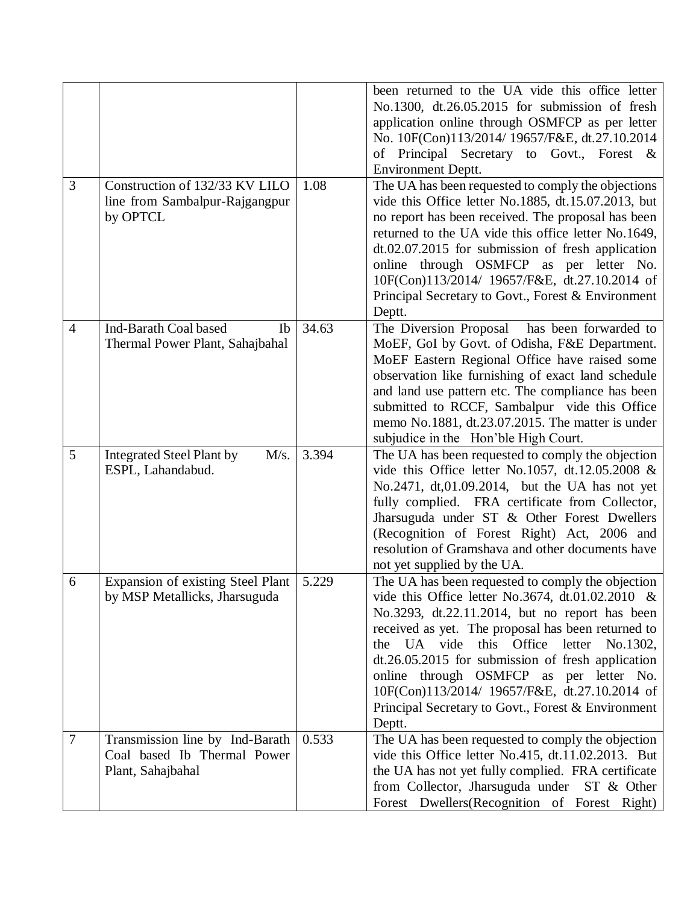| | | | |
|---|---|---|---|
| | | | been returned to the UA vide this office letter No.1300, dt.26.05.2015 for submission of fresh application online through OSMFCP as per letter No. 10F(Con)113/2014/ 19657/F&E, dt.27.10.2014 of Principal Secretary to Govt., Forest & Environment Deptt. |
| 3 | Construction of 132/33 KV LILO line from Sambalpur-Rajgangpur by OPTCL | 1.08 | The UA has been requested to comply the objections vide this Office letter No.1885, dt.15.07.2013, but no report has been received. The proposal has been returned to the UA vide this office letter No.1649, dt.02.07.2015 for submission of fresh application online through OSMFCP as per letter No. 10F(Con)113/2014/ 19657/F&E, dt.27.10.2014 of Principal Secretary to Govt., Forest & Environment Deptt. |
| 4 | Ind-Barath Coal based Ib Thermal Power Plant, Sahajbahal | 34.63 | The Diversion Proposal has been forwarded to MoEF, GoI by Govt. of Odisha, F&E Department. MoEF Eastern Regional Office have raised some observation like furnishing of exact land schedule and land use pattern etc. The compliance has been submitted to RCCF, Sambalpur vide this Office memo No.1881, dt.23.07.2015. The matter is under subjudice in the Hon'ble High Court. |
| 5 | Integrated Steel Plant by M/s. ESPL, Lahandabud. | 3.394 | The UA has been requested to comply the objection vide this Office letter No.1057, dt.12.05.2008 & No.2471, dt,01.09.2014, but the UA has not yet fully complied. FRA certificate from Collector, Jharsuguda under ST & Other Forest Dwellers (Recognition of Forest Right) Act, 2006 and resolution of Gramshava and other documents have not yet supplied by the UA. |
| 6 | Expansion of existing Steel Plant by MSP Metallicks, Jharsuguda | 5.229 | The UA has been requested to comply the objection vide this Office letter No.3674, dt.01.02.2010 & No.3293, dt.22.11.2014, but no report has been received as yet. The proposal has been returned to the UA vide this Office letter No.1302, dt.26.05.2015 for submission of fresh application online through OSMFCP as per letter No. 10F(Con)113/2014/ 19657/F&E, dt.27.10.2014 of Principal Secretary to Govt., Forest & Environment Deptt. |
| 7 | Transmission line by Ind-Barath Coal based Ib Thermal Power Plant, Sahajbahal | 0.533 | The UA has been requested to comply the objection vide this Office letter No.415, dt.11.02.2013. But the UA has not yet fully complied. FRA certificate from Collector, Jharsuguda under ST & Other Forest Dwellers(Recognition of Forest Right) |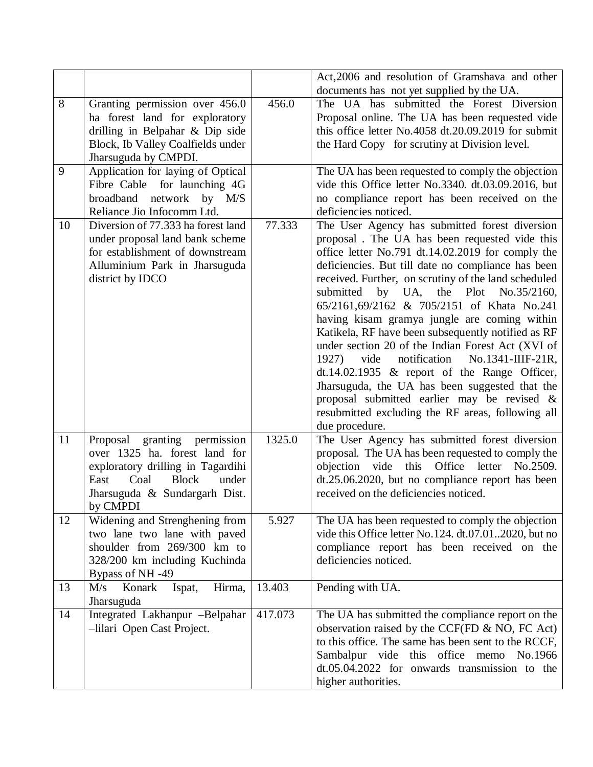| | | | |
|---|---|---|---|
| | | | Act,2006 and resolution of Gramshava and other documents has not yet supplied by the UA. |
| 8 | Granting permission over 456.0 ha forest land for exploratory drilling in Belpahar & Dip side Block, Ib Valley Coalfields under Jharsuguda by CMPDI. | 456.0 | The UA has submitted the Forest Diversion Proposal online. The UA has been requested vide this office letter No.4058 dt.20.09.2019 for submit the Hard Copy for scrutiny at Division level. |
| 9 | Application for laying of Optical Fibre Cable for launching 4G broadband network by M/S Reliance Jio Infocomm Ltd. | | The UA has been requested to comply the objection vide this Office letter No.3340. dt.03.09.2016, but no compliance report has been received on the deficiencies noticed. |
| 10 | Diversion of 77.333 ha forest land under proposal land bank scheme for establishment of downstream Alluminium Park in Jharsuguda district by IDCO | 77.333 | The User Agency has submitted forest diversion proposal . The UA has been requested vide this office letter No.791 dt.14.02.2019 for comply the deficiencies. But till date no compliance has been received. Further, on scrutiny of the land scheduled submitted by UA, the Plot No.35/2160, 65/2161,69/2162 & 705/2151 of Khata No.241 having kisam gramya jungle are coming within Katikela, RF have been subsequently notified as RF under section 20 of the Indian Forest Act (XVI of 1927) vide notification No.1341-IIIF-21R, dt.14.02.1935 & report of the Range Officer, Jharsuguda, the UA has been suggested that the proposal submitted earlier may be revised & resubmitted excluding the RF areas, following all due procedure. |
| 11 | Proposal granting permission over 1325 ha. forest land for exploratory drilling in Tagardihi East Coal Block under Jharsuguda & Sundargarh Dist. by CMPDI | 1325.0 | The User Agency has submitted forest diversion proposal. The UA has been requested to comply the objection vide this Office letter No.2509. dt.25.06.2020, but no compliance report has been received on the deficiencies noticed. |
| 12 | Widening and Strenghening from two lane two lane with paved shoulder from 269/300 km to 328/200 km including Kuchinda Bypass of NH -49 | 5.927 | The UA has been requested to comply the objection vide this Office letter No.124. dt.07.01..2020, but no compliance report has been received on the deficiencies noticed. |
| 13 | M/s Konark Ispat, Hirma, Jharsuguda | 13.403 | Pending with UA. |
| 14 | Integrated Lakhanpur –Belpahar –lilari Open Cast Project. | 417.073 | The UA has submitted the compliance report on the observation raised by the CCF(FD & NO, FC Act) to this office. The same has been sent to the RCCF, Sambalpur vide this office memo No.1966 dt.05.04.2022 for onwards transmission to the higher authorities. |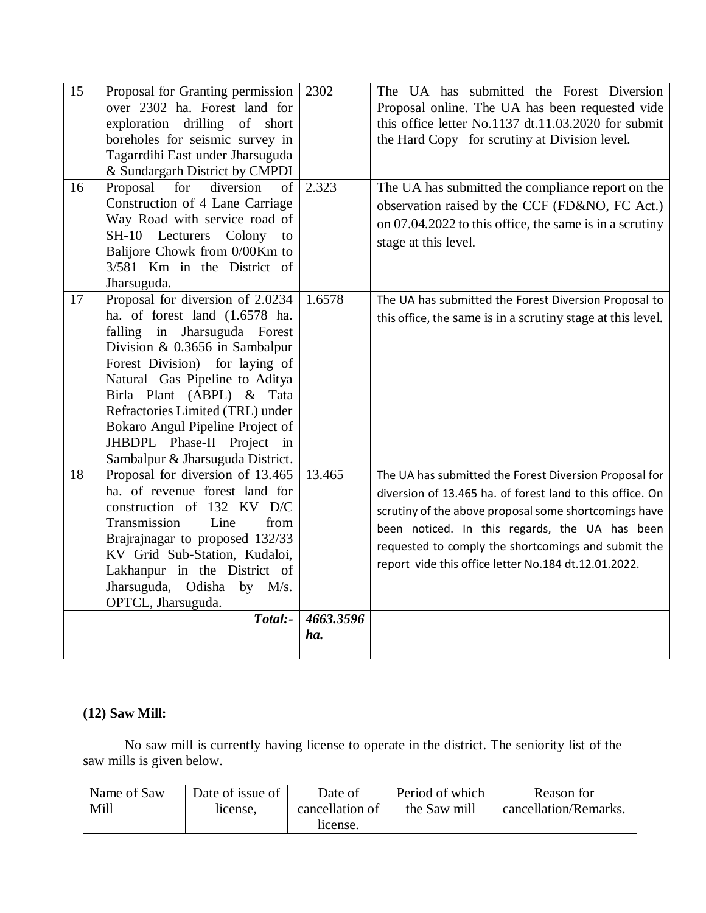| 15 | Proposal for Granting permission over 2302 ha. Forest land for exploration drilling of short boreholes for seismic survey in Tagarrdihi East under Jharsuguda & Sundargarh District by CMPDI | 2302 | The UA has submitted the Forest Diversion Proposal online. The UA has been requested vide this office letter No.1137 dt.11.03.2020 for submit the Hard Copy for scrutiny at Division level. |
|---|---|---|---|
| 16 | Proposal for diversion of Construction of 4 Lane Carriage Way Road with service road of SH-10 Lecturers Colony to Balijore Chowk from 0/00Km to 3/581 Km in the District of Jharsuguda. | 2.323 | The UA has submitted the compliance report on the observation raised by the CCF (FD&NO, FC Act.) on 07.04.2022 to this office, the same is in a scrutiny stage at this level. |
| 17 | Proposal for diversion of 2.0234 ha. of forest land (1.6578 ha. falling in Jharsuguda Forest Division & 0.3656 in Sambalpur Forest Division) for laying of Natural Gas Pipeline to Aditya Birla Plant (ABPL) & Tata Refractories Limited (TRL) under Bokaro Angul Pipeline Project of JHBDPL Phase-II Project in Sambalpur & Jharsuguda District. | 1.6578 | The UA has submitted the Forest Diversion Proposal to this office, the same is in a scrutiny stage at this level. |
| 18 | Proposal for diversion of 13.465 ha. of revenue forest land for construction of 132 KV D/C Transmission Line from Brajrajnagar to proposed 132/33 KV Grid Sub-Station, Kudaloi, Lakhanpur in the District of Jharsuguda, Odisha by M/s. OPTCL, Jharsuguda. | 13.465 | The UA has submitted the Forest Diversion Proposal for diversion of 13.465 ha. of forest land to this office. On scrutiny of the above proposal some shortcomings have been noticed. In this regards, the UA has been requested to comply the shortcomings and submit the report vide this office letter No.184 dt.12.01.2022. |
| | ***Total:-*** | ***4663.3596 ha.*** | |

**(12) Saw Mill:**

No saw mill is currently having license to operate in the district. The seniority list of the saw mills is given below.

| Name of Saw Mill | Date of issue of license, | Date of cancellation of license. | Period of which the Saw mill | Reason for cancellation/Remarks. |
|---|---|---|---|---|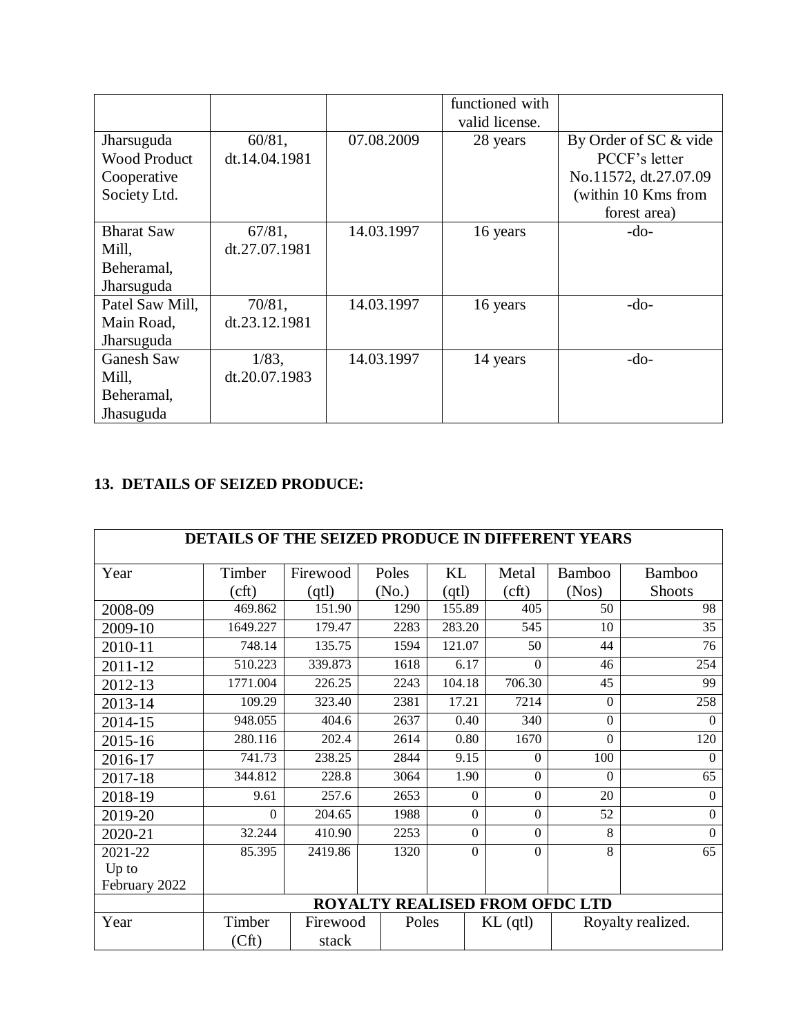| | | | functioned with valid license. | |
|---|---|---|---|---|
| Jharsuguda Wood Product Cooperative Society Ltd. | 60/81, dt.14.04.1981 | 07.08.2009 | 28 years | By Order of SC & vide PCCF's letter No.11572, dt.27.07.09 (within 10 Kms from forest area) |
| Bharat Saw Mill, Beheramal, Jharsuguda | 67/81, dt.27.07.1981 | 14.03.1997 | 16 years | -do- |
| Patel Saw Mill, Main Road, Jharsuguda | 70/81, dt.23.12.1981 | 14.03.1997 | 16 years | -do- |
| Ganesh Saw Mill, Beheramal, Jhasuguda | 1/83, dt.20.07.1983 | 14.03.1997 | 14 years | -do- |

**13. DETAILS OF SEIZED PRODUCE:**

| DETAILS OF THE SEIZED PRODUCE IN DIFFERENT YEARS | | | | | | | |
|---|---|---|---|---|---|---|---|
| Year | Timber (cft) | Firewood (qtl) | Poles (No.) | KL (qtl) | Metal (cft) | Bamboo (Nos) | Bamboo Shoots |
| 2008-09 | 469.862 | 151.90 | 1290 | 155.89 | 405 | 50 | 98 |
| 2009-10 | 1649.227 | 179.47 | 2283 | 283.20 | 545 | 10 | 35 |
| 2010-11 | 748.14 | 135.75 | 1594 | 121.07 | 50 | 44 | 76 |
| 2011-12 | 510.223 | 339.873 | 1618 | 6.17 | 0 | 46 | 254 |
| 2012-13 | 1771.004 | 226.25 | 2243 | 104.18 | 706.30 | 45 | 99 |
| 2013-14 | 109.29 | 323.40 | 2381 | 17.21 | 7214 | 0 | 258 |
| 2014-15 | 948.055 | 404.6 | 2637 | 0.40 | 340 | 0 | 0 |
| 2015-16 | 280.116 | 202.4 | 2614 | 0.80 | 1670 | 0 | 120 |
| 2016-17 | 741.73 | 238.25 | 2844 | 9.15 | 0 | 100 | 0 |
| 2017-18 | 344.812 | 228.8 | 3064 | 1.90 | 0 | 0 | 65 |
| 2018-19 | 9.61 | 257.6 | 2653 | 0 | 0 | 20 | 0 |
| 2019-20 | 0 | 204.65 | 1988 | 0 | 0 | 52 | 0 |
| 2020-21 | 32.244 | 410.90 | 2253 | 0 | 0 | 8 | 0 |
| 2021-22 Up to February 2022 | 85.395 | 2419.86 | 1320 | 0 | 0 | 8 | 65 |

| ROYALTY REALISED FROM OFDC LTD | | | | | |
|---|---|---|---|---|---|
| Year | Timber (Cft) | Firewood stack | Poles | KL (qtl) | Royalty realized. |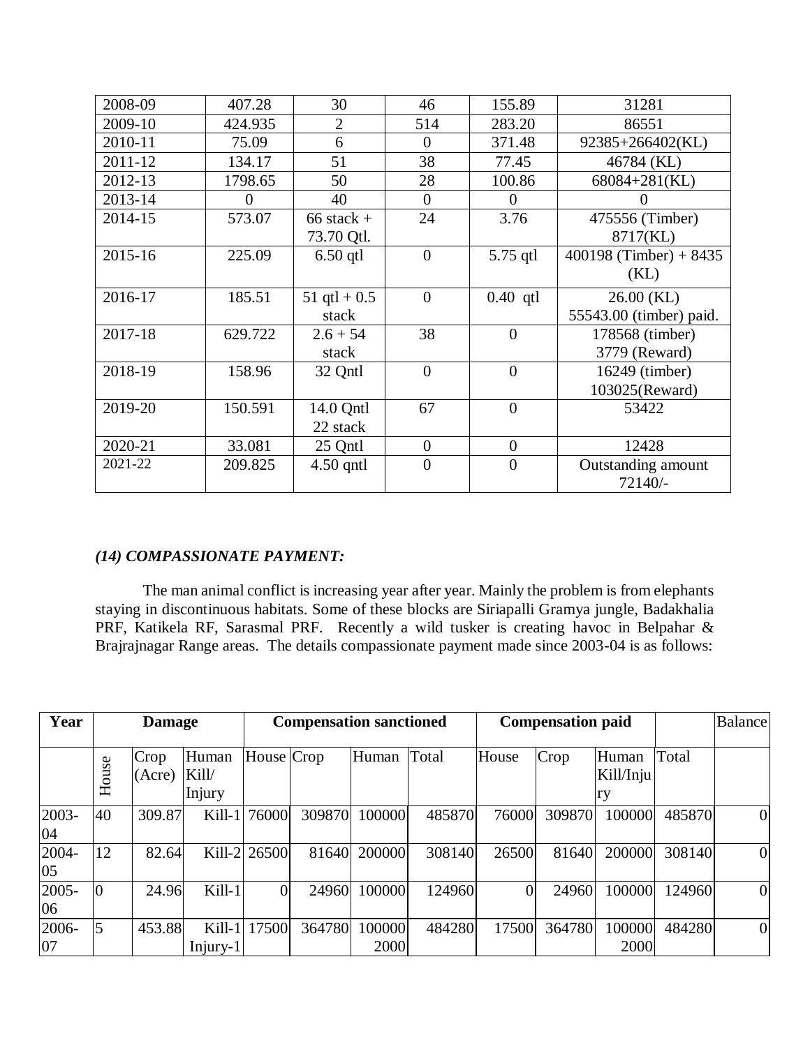| 2008-09 | 407.28 | 30 | 46 | 155.89 | 31281 |
|---|---|---|---|---|---|
| 2009-10 | 424.935 | 2 | 514 | 283.20 | 86551 |
| 2010-11 | 75.09 | 6 | 0 | 371.48 | 92385+266402(KL) |
| 2011-12 | 134.17 | 51 | 38 | 77.45 | 46784 (KL) |
| 2012-13 | 1798.65 | 50 | 28 | 100.86 | 68084+281(KL) |
| 2013-14 | 0 | 40 | 0 | 0 | 0 |
| 2014-15 | 573.07 | 66 stack + 73.70 Qtl. | 24 | 3.76 | 475556 (Timber) 8717(KL) |
| 2015-16 | 225.09 | 6.50 qtl | 0 | 5.75 qtl | 400198 (Timber) + 8435 (KL) |
| 2016-17 | 185.51 | 51 qtl + 0.5 stack | 0 | 0.40 qtl | 26.00 (KL) 55543.00 (timber) paid. |
| 2017-18 | 629.722 | 2.6 + 54 stack | 38 | 0 | 178568 (timber) 3779 (Reward) |
| 2018-19 | 158.96 | 32 Qntl | 0 | 0 | 16249 (timber) 103025(Reward) |
| 2019-20 | 150.591 | 14.0 Qntl 22 stack | 67 | 0 | 53422 |
| 2020-21 | 33.081 | 25 Qntl | 0 | 0 | 12428 |
| 2021-22 | 209.825 | 4.50 qntl | 0 | 0 | Outstanding amount 72140/- |

### *(14) COMPASSIONATE PAYMENT:*

The man animal conflict is increasing year after year. Mainly the problem is from elephants staying in discontinuous habitats. Some of these blocks are Siriapalli Gramya jungle, Badakhalia PRF, Katikela RF, Sarasmal PRF. Recently a wild tusker is creating havoc in Belpahar & Brajrajnagar Range areas. The details compassionate payment made since 2003-04 is as follows:

| **Year** | **Damage** | | | **Compensation sanctioned** | | | | **Compensation paid** | | | | Balance |
|---|---|---|---|---|---|---|---|---|---|---|---|---|
| | House | Crop (Acre) | Human Kill/ Injury | House | Crop | Human | Total | House | Crop | Human Kill/Injury | Total | |
| 2003-04 | 40 | 309.87 | Kill-1 | 76000 | 309870 | 100000 | 485870 | 76000 | 309870 | 100000 | 485870 | 0 |
| 2004-05 | 12 | 82.64 | Kill-2 | 26500 | 81640 | 200000 | 308140 | 26500 | 81640 | 200000 | 308140 | 0 |
| 2005-06 | 0 | 24.96 | Kill-1 | 0 | 24960 | 100000 | 124960 | 0 | 24960 | 100000 | 124960 | 0 |
| 2006-07 | 5 | 453.88 | Kill-1 Injury-1 | 17500 | 364780 | 100000 2000 | 484280 | 17500 | 364780 | 100000 2000 | 484280 | 0 |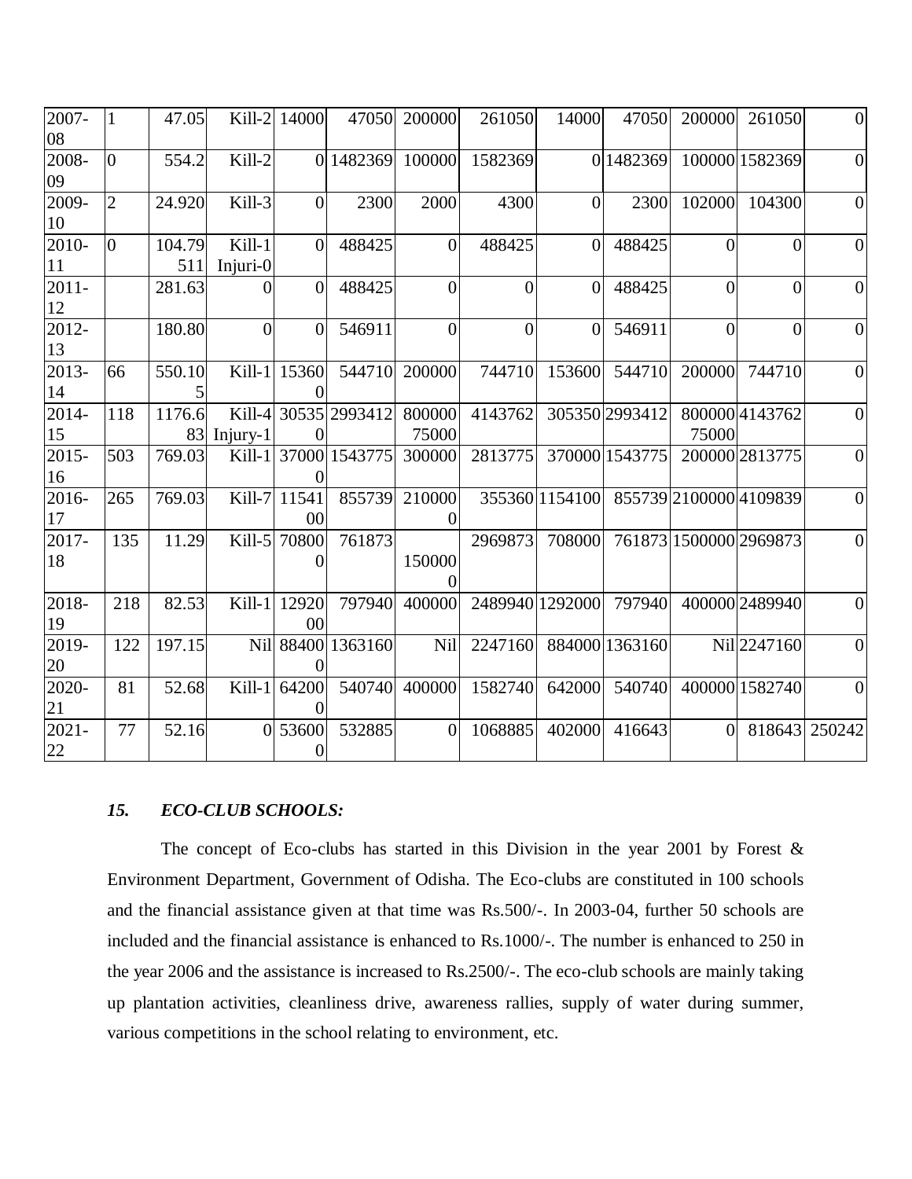| 2007-08 | 1 | 47.05 | Kill-2 | 14000 | 47050 | 200000 | 261050 | 14000 | 47050 | 200000 | 261050 | 0 |
|---|---|---|---|---|---|---|---|---|---|---|---|---|
| 2008-09 | 0 | 554.2 | Kill-2 | 0 | 1482369 | 100000 | 1582369 | 0 | 1482369 | 100000 | 1582369 | 0 |
| 2009-10 | 2 | 24.920 | Kill-3 | 0 | 2300 | 2000 | 4300 | 0 | 2300 | 102000 | 104300 | 0 |
| 2010-11 | 0 | 104.79511 | Kill-1 Injuri-0 | 0 | 488425 | 0 | 488425 | 0 | 488425 | 0 | 0 | 0 |
| 2011-12 | | 281.63 | 0 | 0 | 488425 | 0 | 0 | 0 | 488425 | 0 | 0 | 0 |
| 2012-13 | | 180.80 | 0 | 0 | 546911 | 0 | 0 | 0 | 546911 | 0 | 0 | 0 |
| 2013-14 | 66 | 550.105 | Kill-1 | 153600 | 544710 | 200000 | 744710 | 153600 | 544710 | 200000 | 744710 | 0 |
| 2014-15 | 118 | 1176.683 | Kill-4 Injury-1 | 305350 | 2993412 | 800000 75000 | 4143762 | 305350 | 2993412 | 800000 75000 | 4143762 | 0 |
| 2015-16 | 503 | 769.03 | Kill-1 | 370000 | 1543775 | 300000 | 2813775 | 370000 | 1543775 | 200000 | 2813775 | 0 |
| 2016-17 | 265 | 769.03 | Kill-7 | 1154100 | 855739 | 2100000 | 355360 | 1154100 | 855739 | 2100000 | 4109839 | 0 |
| 2017-18 | 135 | 11.29 | Kill-5 | 708000 | 761873 | 1500000 | 2969873 | 708000 | 761873 | 1500000 | 2969873 | 0 |
| 2018-19 | 218 | 82.53 | Kill-1 | 1292000 | 797940 | 400000 | 2489940 | 1292000 | 797940 | 400000 | 2489940 | 0 |
| 2019-20 | 122 | 197.15 | Nil | 884000 | 1363160 | Nil | 2247160 | 884000 | 1363160 | Nil | 2247160 | 0 |
| 2020-21 | 81 | 52.68 | Kill-1 | 642000 | 540740 | 400000 | 1582740 | 642000 | 540740 | 400000 | 1582740 | 0 |
| 2021-22 | 77 | 52.16 | 0 | 536000 | 532885 | 0 | 1068885 | 402000 | 416643 | 0 | 818643 | 250242 |

### *15. ECO-CLUB SCHOOLS:*

The concept of Eco-clubs has started in this Division in the year 2001 by Forest & Environment Department, Government of Odisha. The Eco-clubs are constituted in 100 schools and the financial assistance given at that time was Rs.500/-. In 2003-04, further 50 schools are included and the financial assistance is enhanced to Rs.1000/-. The number is enhanced to 250 in the year 2006 and the assistance is increased to Rs.2500/-. The eco-club schools are mainly taking up plantation activities, cleanliness drive, awareness rallies, supply of water during summer, various competitions in the school relating to environment, etc.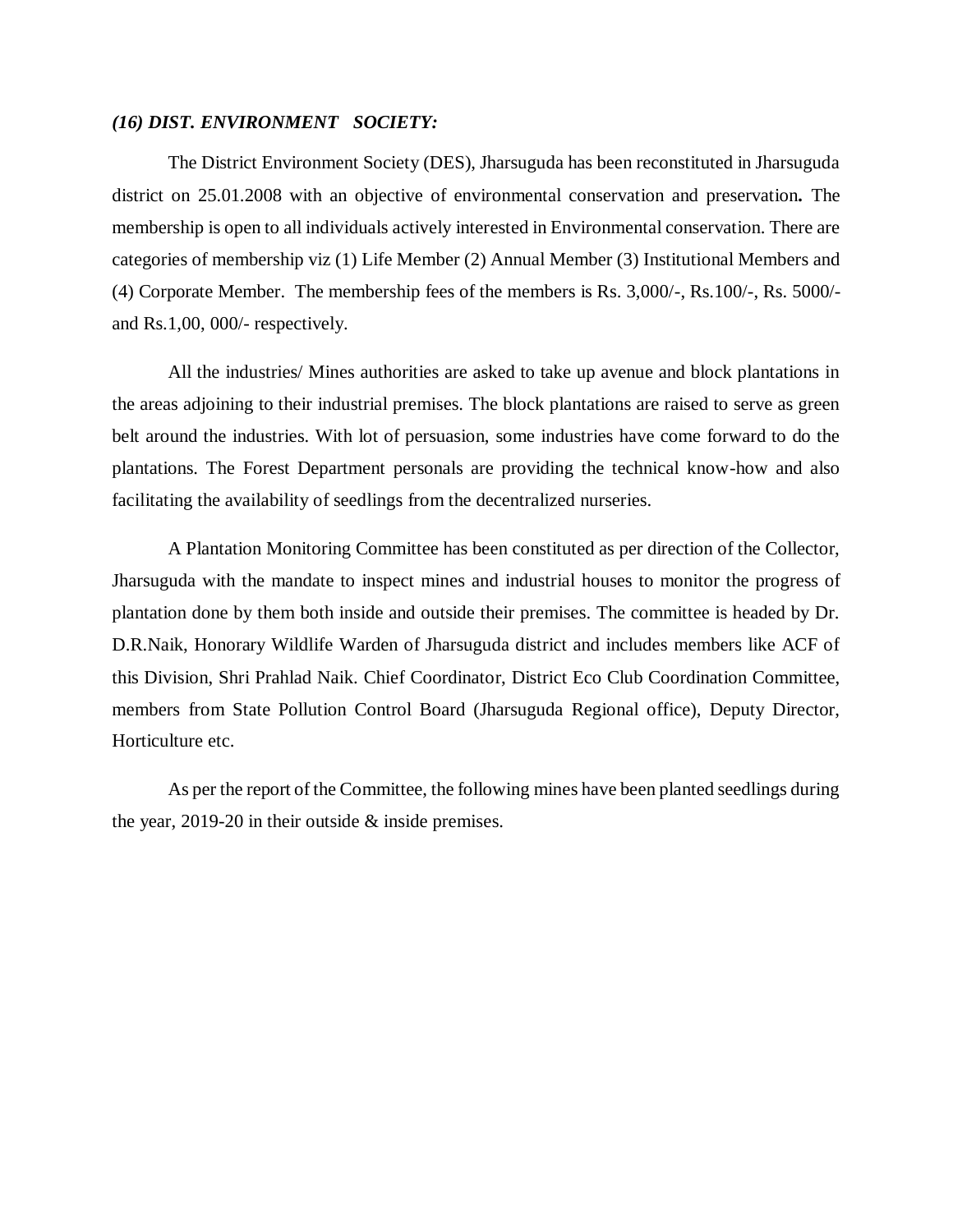***(16) DIST. ENVIRONMENT SOCIETY:***

The District Environment Society (DES), Jharsuguda has been reconstituted in Jharsuguda district on 25.01.2008 with an objective of environmental conservation and preservation**.** The membership is open to all individuals actively interested in Environmental conservation. There are categories of membership viz (1) Life Member (2) Annual Member (3) Institutional Members and (4) Corporate Member. The membership fees of the members is Rs. 3,000/-, Rs.100/-, Rs. 5000/- and Rs.1,00, 000/- respectively.

All the industries/ Mines authorities are asked to take up avenue and block plantations in the areas adjoining to their industrial premises. The block plantations are raised to serve as green belt around the industries. With lot of persuasion, some industries have come forward to do the plantations. The Forest Department personals are providing the technical know-how and also facilitating the availability of seedlings from the decentralized nurseries.

A Plantation Monitoring Committee has been constituted as per direction of the Collector, Jharsuguda with the mandate to inspect mines and industrial houses to monitor the progress of plantation done by them both inside and outside their premises. The committee is headed by Dr. D.R.Naik, Honorary Wildlife Warden of Jharsuguda district and includes members like ACF of this Division, Shri Prahlad Naik. Chief Coordinator, District Eco Club Coordination Committee, members from State Pollution Control Board (Jharsuguda Regional office), Deputy Director, Horticulture etc.

As per the report of the Committee, the following mines have been planted seedlings during the year, 2019-20 in their outside & inside premises.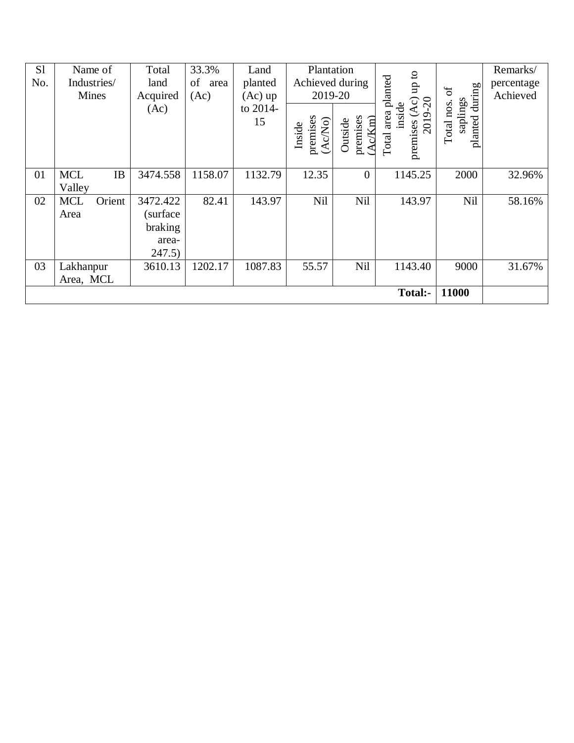| Sl No. | Name of Industries/ Mines | Total land Acquired (Ac) | 33.3% of area (Ac) | Land planted (Ac) up to 2014-15 | Plantation Achieved during 2019-20 | | Total area planted inside premises (Ac) up to 2019-20 | Total nos. of saplings planted during | Remarks/ percentage Achieved |
|---|---|---|---|---|---|---|---|---|---|
| | | | | | Inside premises (Ac/No) | Outside premises (Ac/Km) | | | |
| 01 | MCL IB Valley | 3474.558 | 1158.07 | 1132.79 | 12.35 | 0 | 1145.25 | 2000 | 32.96% |
| 02 | MCL Orient Area | 3472.422 (surface braking area- 247.5) | 82.41 | 143.97 | Nil | Nil | 143.97 | Nil | 58.16% |
| 03 | Lakhanpur Area, MCL | 3610.13 | 1202.17 | 1087.83 | 55.57 | Nil | 1143.40 | 9000 | 31.67% |
| | | | | | | | **Total:-** | **11000** | |